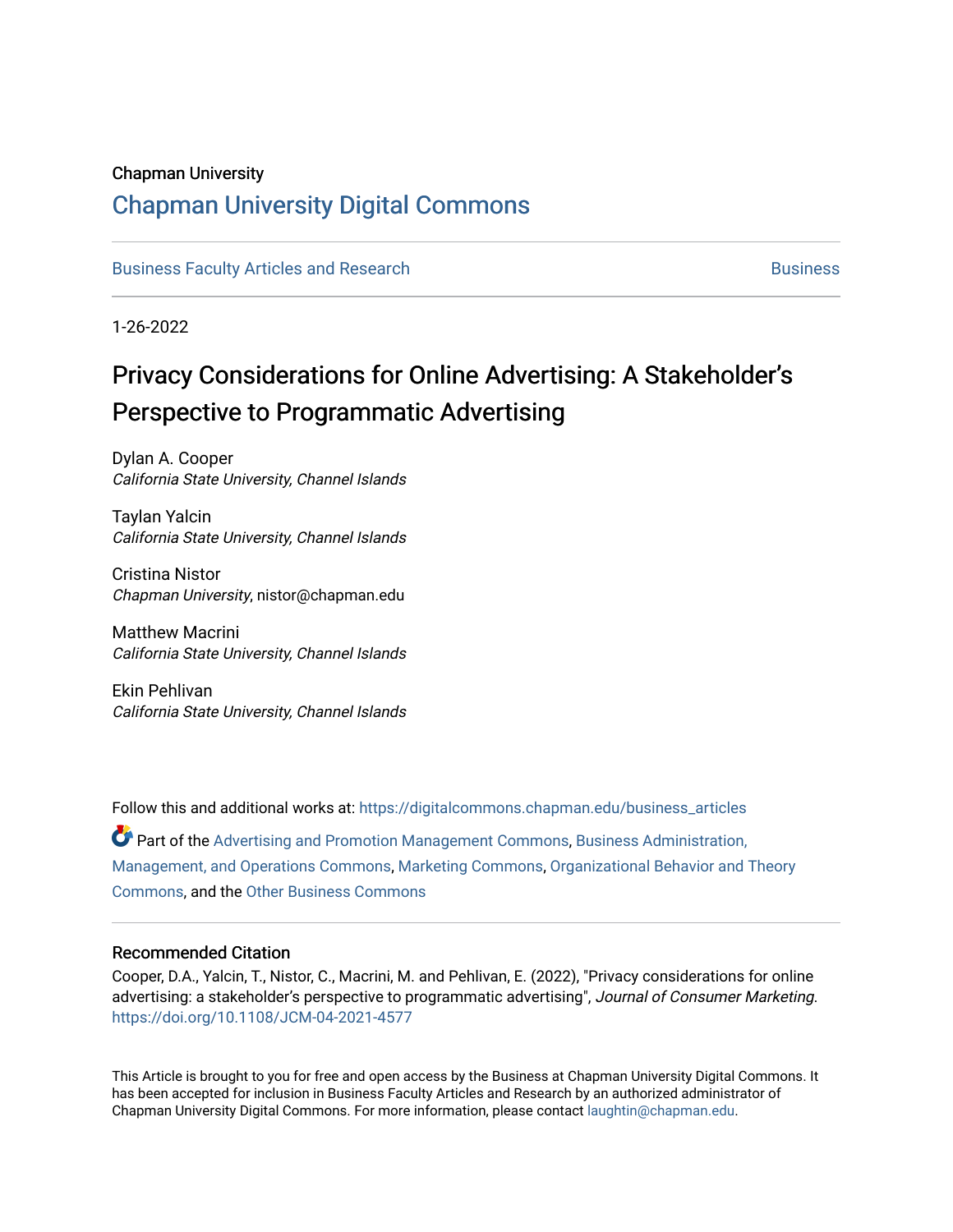Chapman University

## Chapman University Digital Commons

Business Faculty Articles and Research | Business

1-26-2022

# Privacy Considerations for Online Advertising: A Stakeholder's Perspective to Programmatic Advertising

Dylan A. Cooper
*California State University, Channel Islands*

Taylan Yalcin
*California State University, Channel Islands*

Cristina Nistor
*Chapman University*, nistor@chapman.edu

Matthew Macrini
*California State University, Channel Islands*

Ekin Pehlivan
*California State University, Channel Islands*

Follow this and additional works at: https://digitalcommons.chapman.edu/business_articles

Part of the Advertising and Promotion Management Commons, Business Administration, Management, and Operations Commons, Marketing Commons, Organizational Behavior and Theory Commons, and the Other Business Commons

### Recommended Citation

Cooper, D.A., Yalcin, T., Nistor, C., Macrini, M. and Pehlivan, E. (2022), "Privacy considerations for online advertising: a stakeholder's perspective to programmatic advertising", *Journal of Consumer Marketing*. https://doi.org/10.1108/JCM-04-2021-4577

This Article is brought to you for free and open access by the Business at Chapman University Digital Commons. It has been accepted for inclusion in Business Faculty Articles and Research by an authorized administrator of Chapman University Digital Commons. For more information, please contact laughtin@chapman.edu.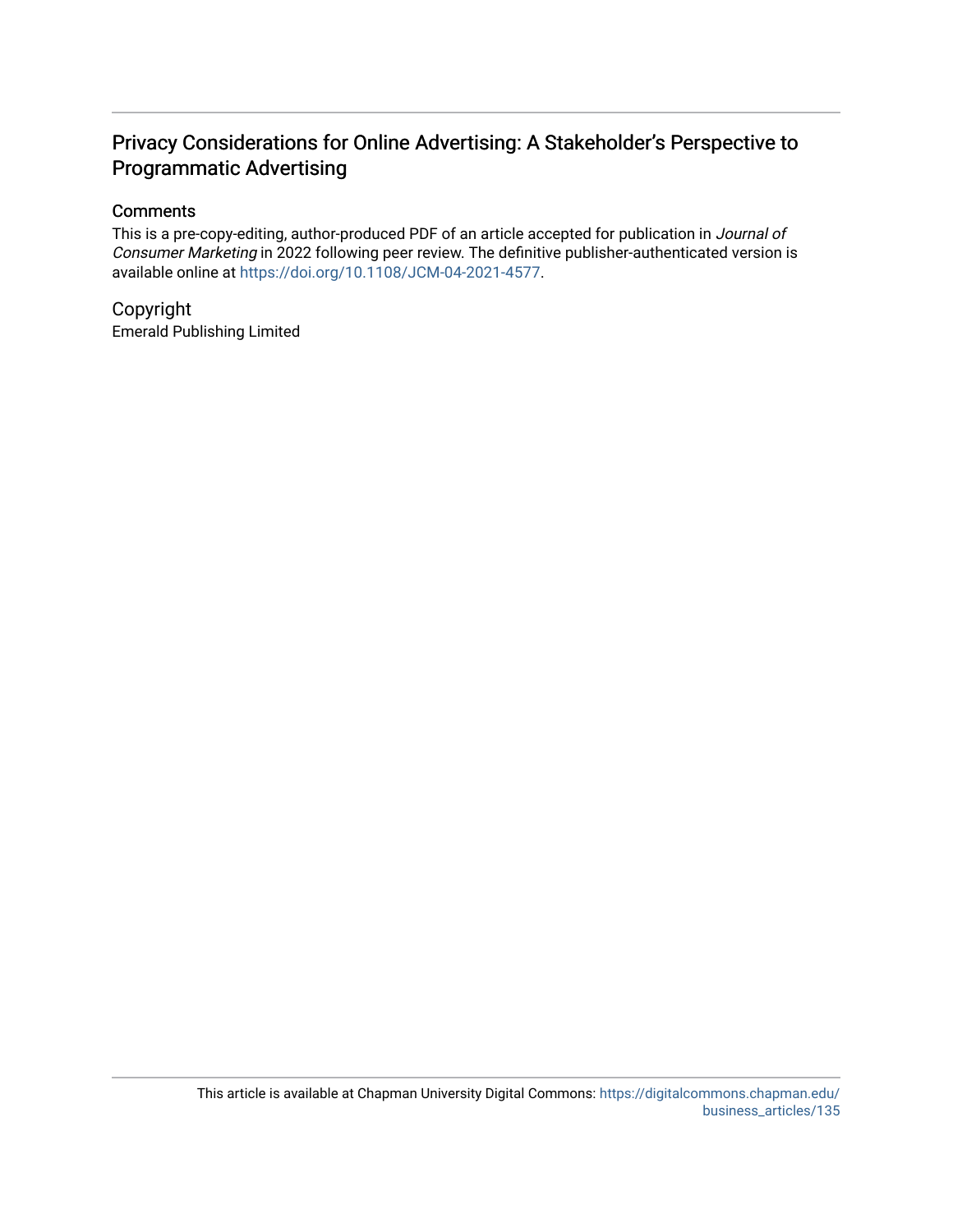# Privacy Considerations for Online Advertising: A Stakeholder's Perspective to Programmatic Advertising

## Comments

This is a pre-copy-editing, author-produced PDF of an article accepted for publication in *Journal of Consumer Marketing* in 2022 following peer review. The definitive publisher-authenticated version is available online at https://doi.org/10.1108/JCM-04-2021-4577.

## Copyright

Emerald Publishing Limited

This article is available at Chapman University Digital Commons: https://digitalcommons.chapman.edu/business_articles/135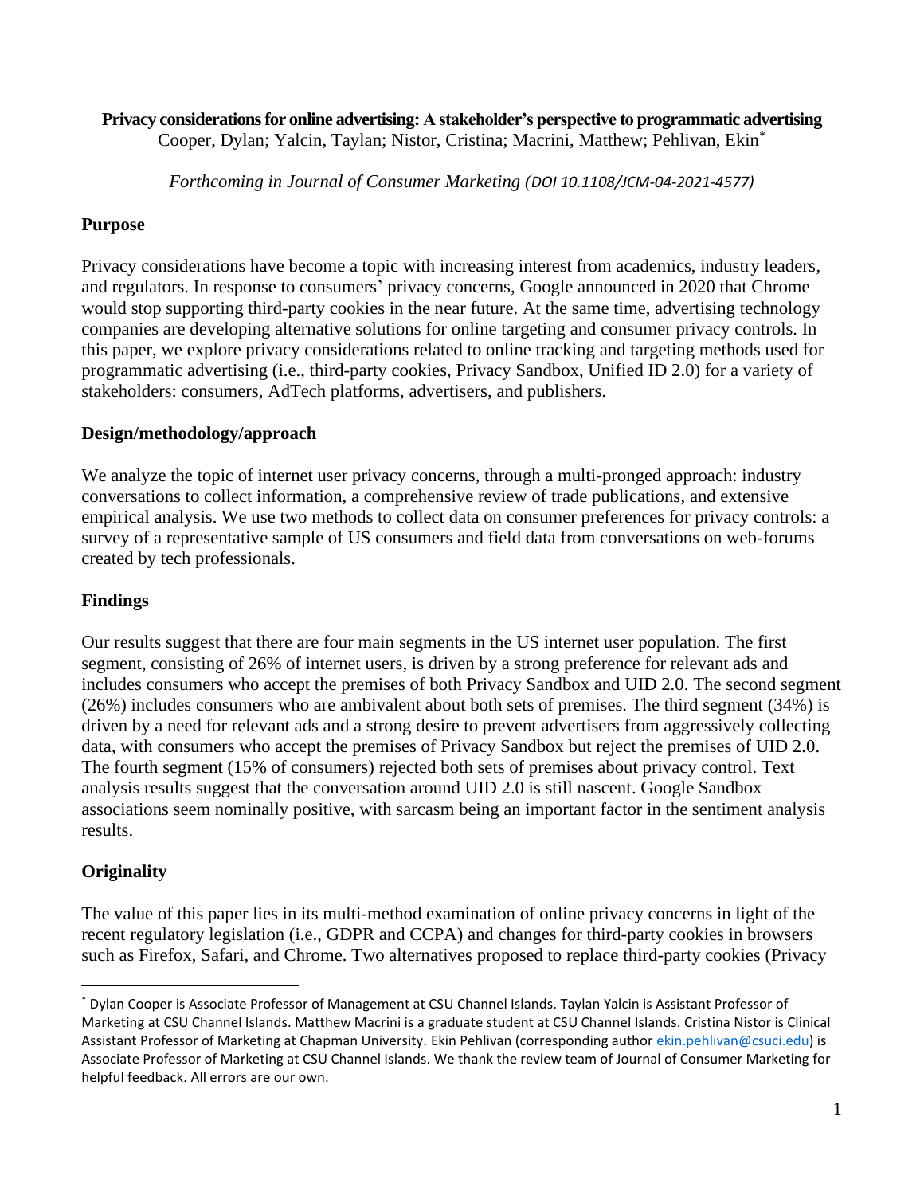**Privacy considerations for online advertising: A stakeholder's perspective to programmatic advertising**

Cooper, Dylan; Yalcin, Taylan; Nistor, Cristina; Macrini, Matthew; Pehlivan, Ekin[*]

*Forthcoming in Journal of Consumer Marketing (DOI 10.1108/JCM-04-2021-4577)*

## Purpose

Privacy considerations have become a topic with increasing interest from academics, industry leaders, and regulators. In response to consumers' privacy concerns, Google announced in 2020 that Chrome would stop supporting third-party cookies in the near future. At the same time, advertising technology companies are developing alternative solutions for online targeting and consumer privacy controls. In this paper, we explore privacy considerations related to online tracking and targeting methods used for programmatic advertising (i.e., third-party cookies, Privacy Sandbox, Unified ID 2.0) for a variety of stakeholders: consumers, AdTech platforms, advertisers, and publishers.

## Design/methodology/approach

We analyze the topic of internet user privacy concerns, through a multi-pronged approach: industry conversations to collect information, a comprehensive review of trade publications, and extensive empirical analysis. We use two methods to collect data on consumer preferences for privacy controls: a survey of a representative sample of US consumers and field data from conversations on web-forums created by tech professionals.

## Findings

Our results suggest that there are four main segments in the US internet user population. The first segment, consisting of 26% of internet users, is driven by a strong preference for relevant ads and includes consumers who accept the premises of both Privacy Sandbox and UID 2.0. The second segment (26%) includes consumers who are ambivalent about both sets of premises. The third segment (34%) is driven by a need for relevant ads and a strong desire to prevent advertisers from aggressively collecting data, with consumers who accept the premises of Privacy Sandbox but reject the premises of UID 2.0. The fourth segment (15% of consumers) rejected both sets of premises about privacy control. Text analysis results suggest that the conversation around UID 2.0 is still nascent. Google Sandbox associations seem nominally positive, with sarcasm being an important factor in the sentiment analysis results.

## Originality

The value of this paper lies in its multi-method examination of online privacy concerns in light of the recent regulatory legislation (i.e., GDPR and CCPA) and changes for third-party cookies in browsers such as Firefox, Safari, and Chrome. Two alternatives proposed to replace third-party cookies (Privacy

---

[*] Dylan Cooper is Associate Professor of Management at CSU Channel Islands. Taylan Yalcin is Assistant Professor of Marketing at CSU Channel Islands. Matthew Macrini is a graduate student at CSU Channel Islands. Cristina Nistor is Clinical Assistant Professor of Marketing at Chapman University. Ekin Pehlivan (corresponding author ekin.pehlivan@csuci.edu) is Associate Professor of Marketing at CSU Channel Islands. We thank the review team of Journal of Consumer Marketing for helpful feedback. All errors are our own.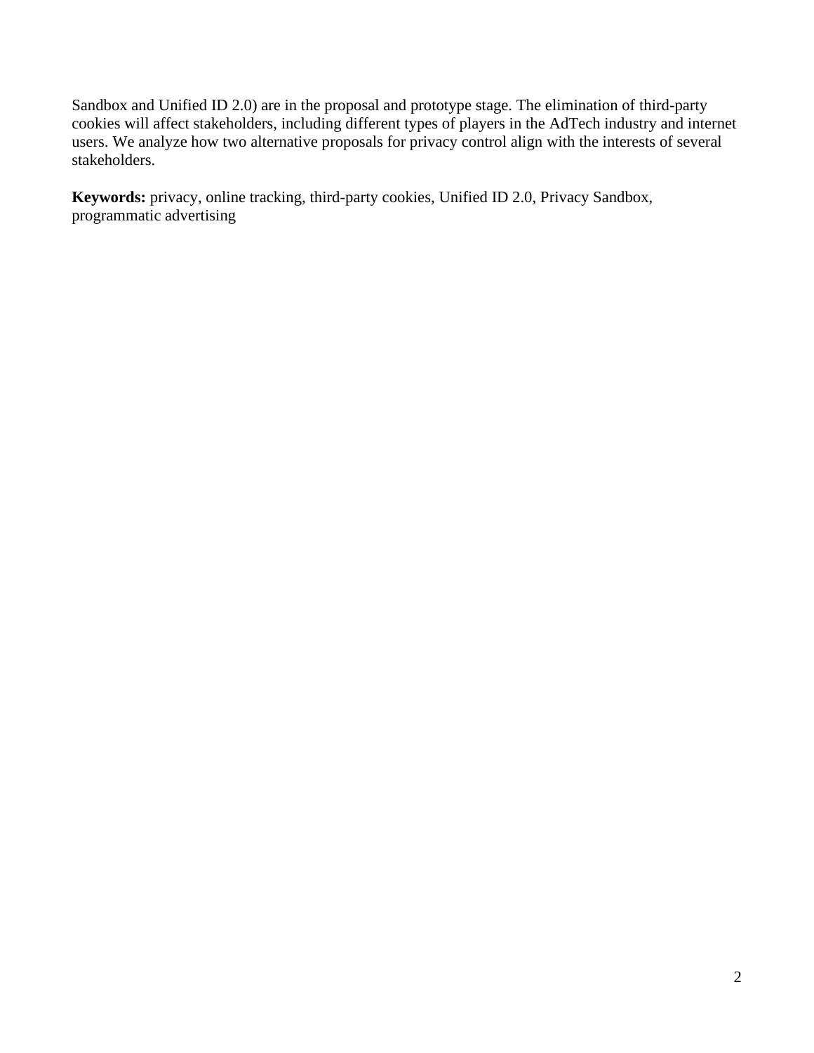Sandbox and Unified ID 2.0) are in the proposal and prototype stage. The elimination of third-party cookies will affect stakeholders, including different types of players in the AdTech industry and internet users. We analyze how two alternative proposals for privacy control align with the interests of several stakeholders.

**Keywords:** privacy, online tracking, third-party cookies, Unified ID 2.0, Privacy Sandbox, programmatic advertising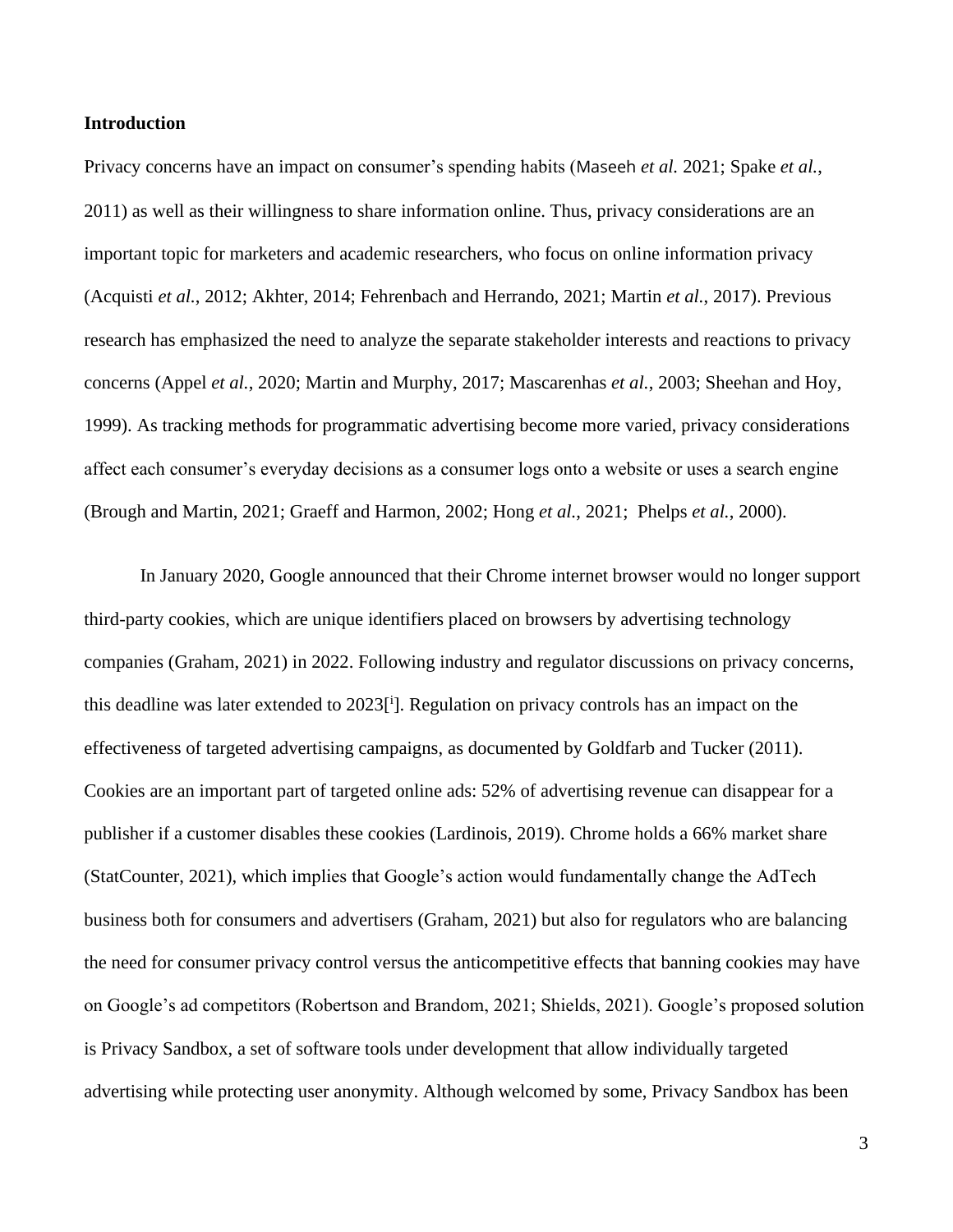**Introduction**

Privacy concerns have an impact on consumer's spending habits (Maseeh *et al.* 2021; Spake *et al.*, 2011) as well as their willingness to share information online. Thus, privacy considerations are an important topic for marketers and academic researchers, who focus on online information privacy (Acquisti *et al.*, 2012; Akhter, 2014; Fehrenbach and Herrando, 2021; Martin *et al.*, 2017). Previous research has emphasized the need to analyze the separate stakeholder interests and reactions to privacy concerns (Appel *et al.*, 2020; Martin and Murphy, 2017; Mascarenhas *et al.*, 2003; Sheehan and Hoy, 1999). As tracking methods for programmatic advertising become more varied, privacy considerations affect each consumer's everyday decisions as a consumer logs onto a website or uses a search engine (Brough and Martin, 2021; Graeff and Harmon, 2002; Hong *et al.*, 2021; Phelps *et al.*, 2000).

In January 2020, Google announced that their Chrome internet browser would no longer support third-party cookies, which are unique identifiers placed on browsers by advertising technology companies (Graham, 2021) in 2022. Following industry and regulator discussions on privacy concerns, this deadline was later extended to 2023[i]. Regulation on privacy controls has an impact on the effectiveness of targeted advertising campaigns, as documented by Goldfarb and Tucker (2011). Cookies are an important part of targeted online ads: 52% of advertising revenue can disappear for a publisher if a customer disables these cookies (Lardinois, 2019). Chrome holds a 66% market share (StatCounter, 2021), which implies that Google's action would fundamentally change the AdTech business both for consumers and advertisers (Graham, 2021) but also for regulators who are balancing the need for consumer privacy control versus the anticompetitive effects that banning cookies may have on Google's ad competitors (Robertson and Brandom, 2021; Shields, 2021). Google's proposed solution is Privacy Sandbox, a set of software tools under development that allow individually targeted advertising while protecting user anonymity. Although welcomed by some, Privacy Sandbox has been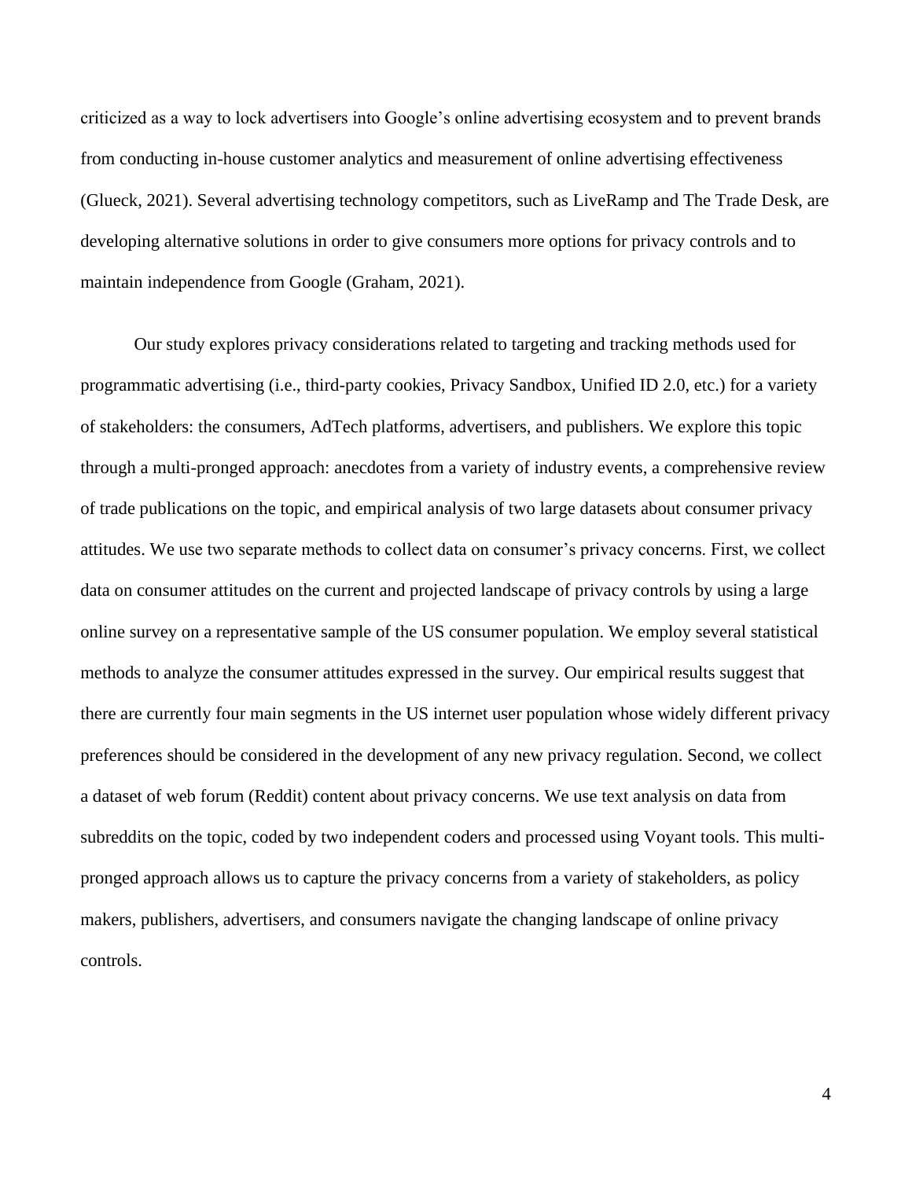criticized as a way to lock advertisers into Google's online advertising ecosystem and to prevent brands from conducting in-house customer analytics and measurement of online advertising effectiveness (Glueck, 2021). Several advertising technology competitors, such as LiveRamp and The Trade Desk, are developing alternative solutions in order to give consumers more options for privacy controls and to maintain independence from Google (Graham, 2021).

Our study explores privacy considerations related to targeting and tracking methods used for programmatic advertising (i.e., third-party cookies, Privacy Sandbox, Unified ID 2.0, etc.) for a variety of stakeholders: the consumers, AdTech platforms, advertisers, and publishers. We explore this topic through a multi-pronged approach: anecdotes from a variety of industry events, a comprehensive review of trade publications on the topic, and empirical analysis of two large datasets about consumer privacy attitudes. We use two separate methods to collect data on consumer's privacy concerns. First, we collect data on consumer attitudes on the current and projected landscape of privacy controls by using a large online survey on a representative sample of the US consumer population. We employ several statistical methods to analyze the consumer attitudes expressed in the survey. Our empirical results suggest that there are currently four main segments in the US internet user population whose widely different privacy preferences should be considered in the development of any new privacy regulation. Second, we collect a dataset of web forum (Reddit) content about privacy concerns. We use text analysis on data from subreddits on the topic, coded by two independent coders and processed using Voyant tools. This multi-pronged approach allows us to capture the privacy concerns from a variety of stakeholders, as policy makers, publishers, advertisers, and consumers navigate the changing landscape of online privacy controls.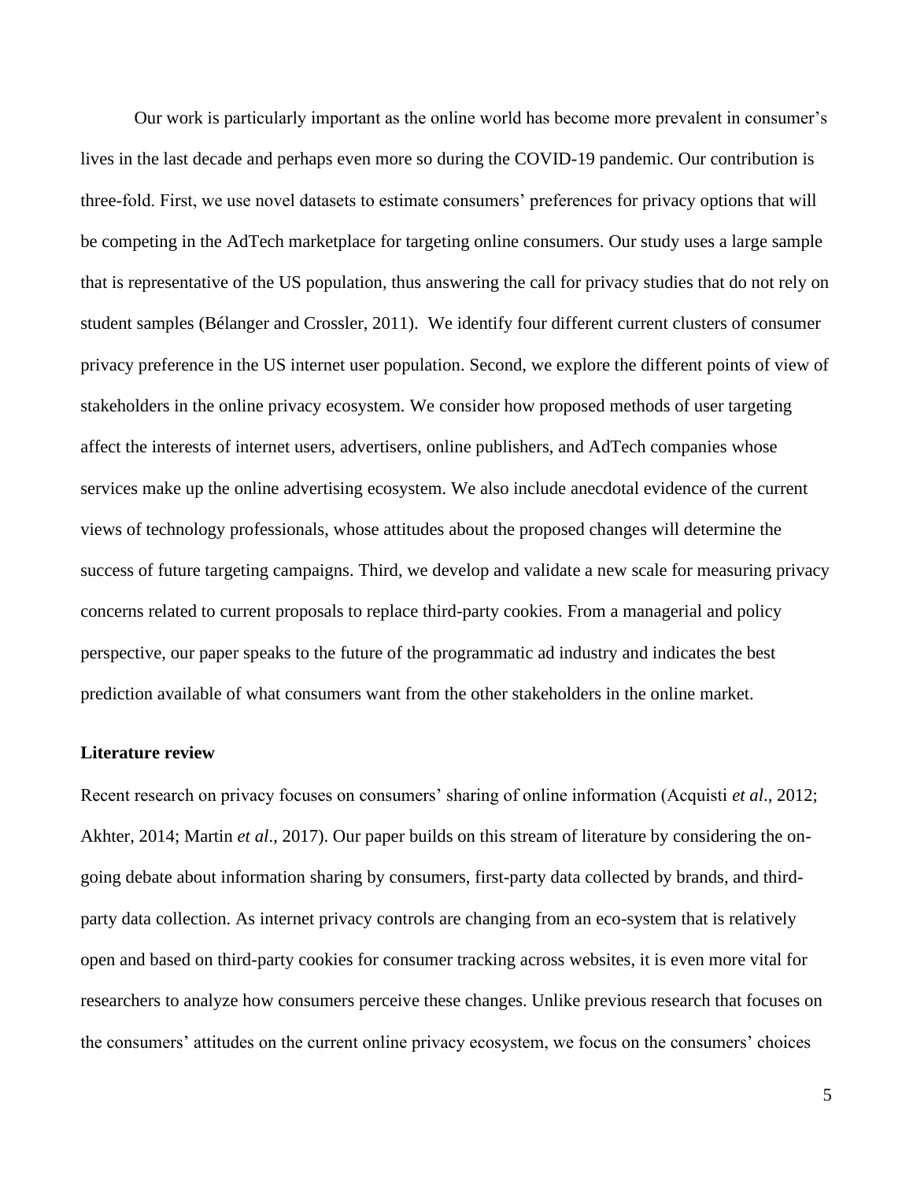Our work is particularly important as the online world has become more prevalent in consumer's lives in the last decade and perhaps even more so during the COVID-19 pandemic. Our contribution is three-fold. First, we use novel datasets to estimate consumers' preferences for privacy options that will be competing in the AdTech marketplace for targeting online consumers. Our study uses a large sample that is representative of the US population, thus answering the call for privacy studies that do not rely on student samples (Bélanger and Crossler, 2011). We identify four different current clusters of consumer privacy preference in the US internet user population. Second, we explore the different points of view of stakeholders in the online privacy ecosystem. We consider how proposed methods of user targeting affect the interests of internet users, advertisers, online publishers, and AdTech companies whose services make up the online advertising ecosystem. We also include anecdotal evidence of the current views of technology professionals, whose attitudes about the proposed changes will determine the success of future targeting campaigns. Third, we develop and validate a new scale for measuring privacy concerns related to current proposals to replace third-party cookies. From a managerial and policy perspective, our paper speaks to the future of the programmatic ad industry and indicates the best prediction available of what consumers want from the other stakeholders in the online market.

**Literature review**

Recent research on privacy focuses on consumers' sharing of online information (Acquisti *et al*., 2012; Akhter, 2014; Martin *et al*., 2017). Our paper builds on this stream of literature by considering the on-going debate about information sharing by consumers, first-party data collected by brands, and third-party data collection. As internet privacy controls are changing from an eco-system that is relatively open and based on third-party cookies for consumer tracking across websites, it is even more vital for researchers to analyze how consumers perceive these changes. Unlike previous research that focuses on the consumers' attitudes on the current online privacy ecosystem, we focus on the consumers' choices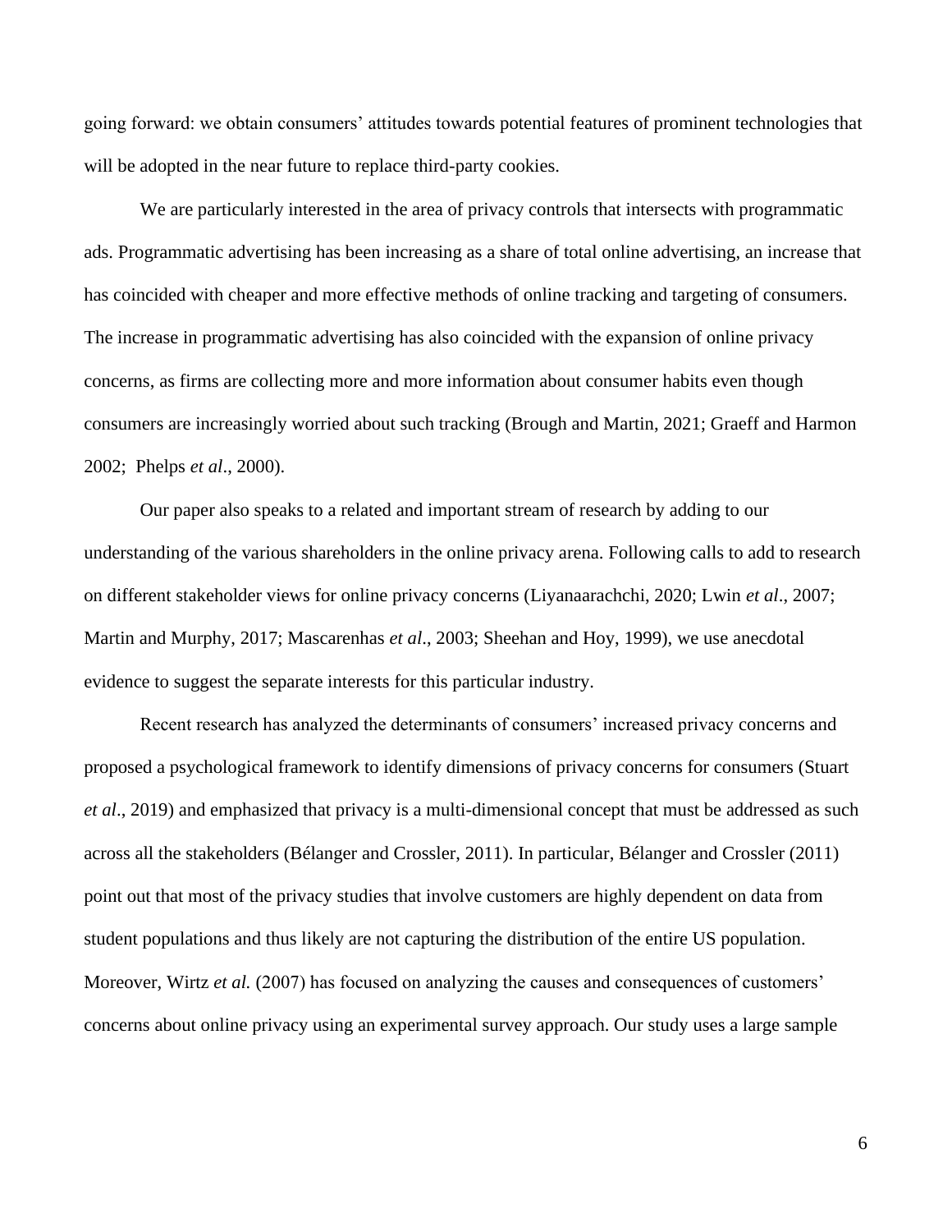going forward: we obtain consumers' attitudes towards potential features of prominent technologies that will be adopted in the near future to replace third-party cookies.

We are particularly interested in the area of privacy controls that intersects with programmatic ads. Programmatic advertising has been increasing as a share of total online advertising, an increase that has coincided with cheaper and more effective methods of online tracking and targeting of consumers. The increase in programmatic advertising has also coincided with the expansion of online privacy concerns, as firms are collecting more and more information about consumer habits even though consumers are increasingly worried about such tracking (Brough and Martin, 2021; Graeff and Harmon 2002; Phelps *et al*., 2000).

Our paper also speaks to a related and important stream of research by adding to our understanding of the various shareholders in the online privacy arena. Following calls to add to research on different stakeholder views for online privacy concerns (Liyanaarachchi, 2020; Lwin *et al*., 2007; Martin and Murphy, 2017; Mascarenhas *et al*., 2003; Sheehan and Hoy, 1999), we use anecdotal evidence to suggest the separate interests for this particular industry.

Recent research has analyzed the determinants of consumers' increased privacy concerns and proposed a psychological framework to identify dimensions of privacy concerns for consumers (Stuart *et al*., 2019) and emphasized that privacy is a multi-dimensional concept that must be addressed as such across all the stakeholders (Bélanger and Crossler, 2011). In particular, Bélanger and Crossler (2011) point out that most of the privacy studies that involve customers are highly dependent on data from student populations and thus likely are not capturing the distribution of the entire US population. Moreover, Wirtz *et al.* (2007) has focused on analyzing the causes and consequences of customers' concerns about online privacy using an experimental survey approach. Our study uses a large sample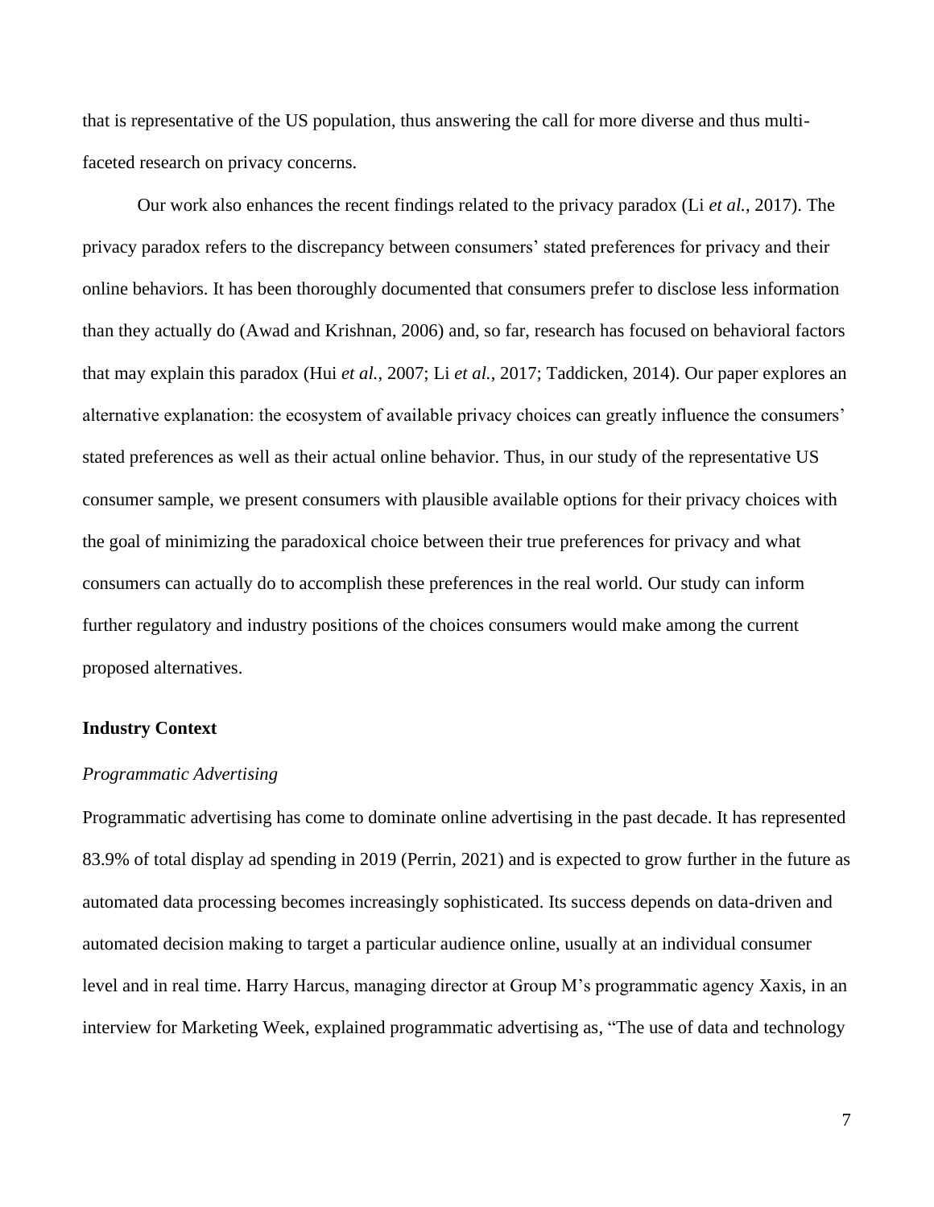that is representative of the US population, thus answering the call for more diverse and thus multi-faceted research on privacy concerns.

Our work also enhances the recent findings related to the privacy paradox (Li *et al.*, 2017). The privacy paradox refers to the discrepancy between consumers' stated preferences for privacy and their online behaviors. It has been thoroughly documented that consumers prefer to disclose less information than they actually do (Awad and Krishnan, 2006) and, so far, research has focused on behavioral factors that may explain this paradox (Hui *et al.*, 2007; Li *et al.*, 2017; Taddicken, 2014). Our paper explores an alternative explanation: the ecosystem of available privacy choices can greatly influence the consumers' stated preferences as well as their actual online behavior. Thus, in our study of the representative US consumer sample, we present consumers with plausible available options for their privacy choices with the goal of minimizing the paradoxical choice between their true preferences for privacy and what consumers can actually do to accomplish these preferences in the real world. Our study can inform further regulatory and industry positions of the choices consumers would make among the current proposed alternatives.

## Industry Context

### *Programmatic Advertising*

Programmatic advertising has come to dominate online advertising in the past decade. It has represented 83.9% of total display ad spending in 2019 (Perrin, 2021) and is expected to grow further in the future as automated data processing becomes increasingly sophisticated. Its success depends on data-driven and automated decision making to target a particular audience online, usually at an individual consumer level and in real time. Harry Harcus, managing director at Group M's programmatic agency Xaxis, in an interview for Marketing Week, explained programmatic advertising as, "The use of data and technology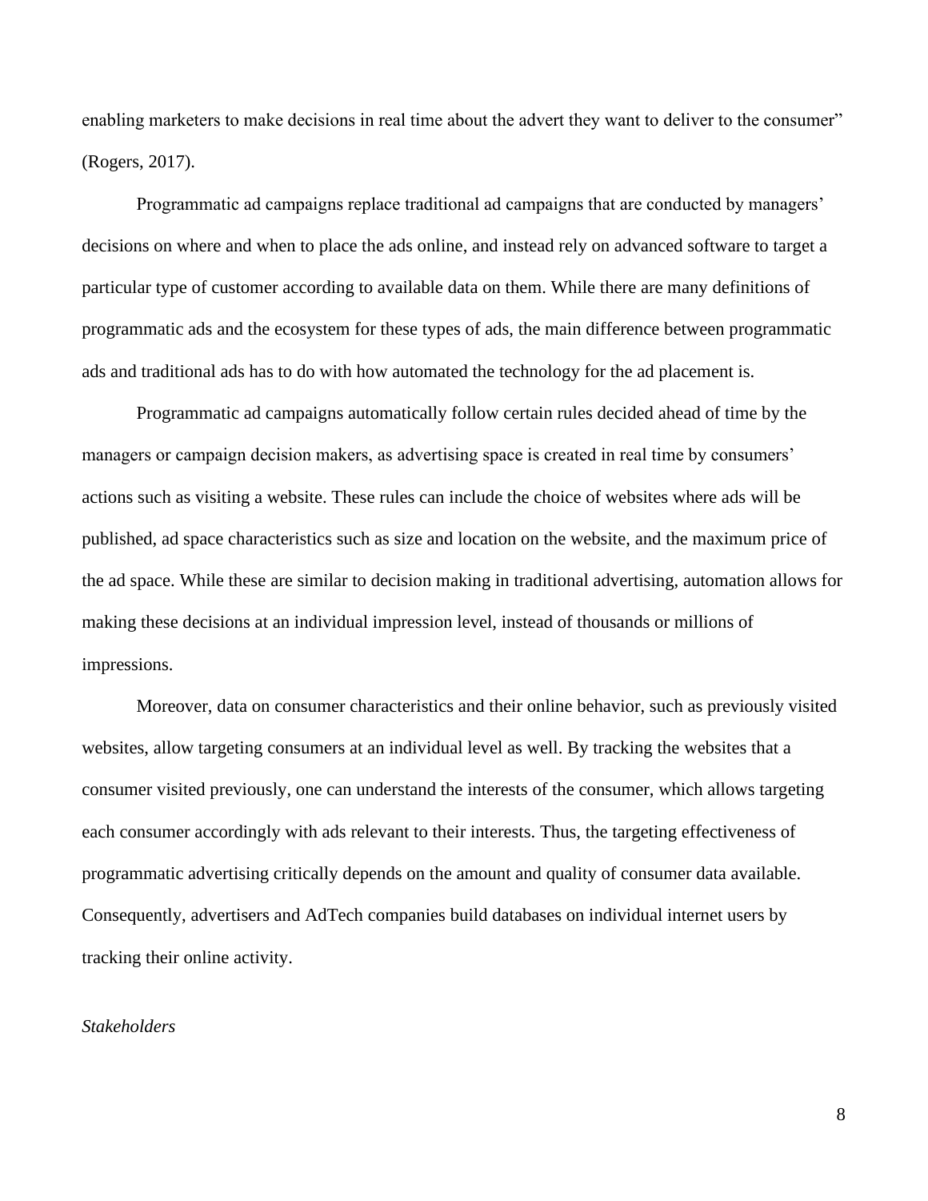enabling marketers to make decisions in real time about the advert they want to deliver to the consumer" (Rogers, 2017).

Programmatic ad campaigns replace traditional ad campaigns that are conducted by managers' decisions on where and when to place the ads online, and instead rely on advanced software to target a particular type of customer according to available data on them. While there are many definitions of programmatic ads and the ecosystem for these types of ads, the main difference between programmatic ads and traditional ads has to do with how automated the technology for the ad placement is.

Programmatic ad campaigns automatically follow certain rules decided ahead of time by the managers or campaign decision makers, as advertising space is created in real time by consumers' actions such as visiting a website. These rules can include the choice of websites where ads will be published, ad space characteristics such as size and location on the website, and the maximum price of the ad space. While these are similar to decision making in traditional advertising, automation allows for making these decisions at an individual impression level, instead of thousands or millions of impressions.

Moreover, data on consumer characteristics and their online behavior, such as previously visited websites, allow targeting consumers at an individual level as well. By tracking the websites that a consumer visited previously, one can understand the interests of the consumer, which allows targeting each consumer accordingly with ads relevant to their interests. Thus, the targeting effectiveness of programmatic advertising critically depends on the amount and quality of consumer data available. Consequently, advertisers and AdTech companies build databases on individual internet users by tracking their online activity.

*Stakeholders*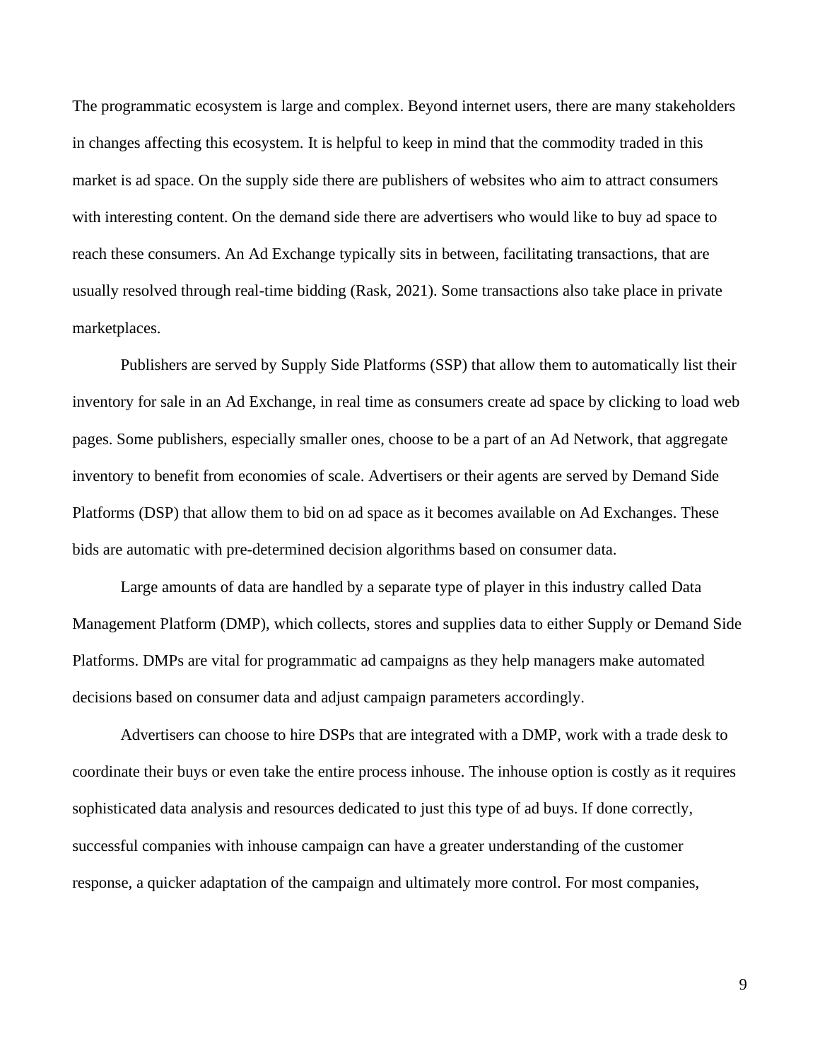The programmatic ecosystem is large and complex. Beyond internet users, there are many stakeholders in changes affecting this ecosystem. It is helpful to keep in mind that the commodity traded in this market is ad space. On the supply side there are publishers of websites who aim to attract consumers with interesting content. On the demand side there are advertisers who would like to buy ad space to reach these consumers. An Ad Exchange typically sits in between, facilitating transactions, that are usually resolved through real-time bidding (Rask, 2021). Some transactions also take place in private marketplaces.

Publishers are served by Supply Side Platforms (SSP) that allow them to automatically list their inventory for sale in an Ad Exchange, in real time as consumers create ad space by clicking to load web pages. Some publishers, especially smaller ones, choose to be a part of an Ad Network, that aggregate inventory to benefit from economies of scale. Advertisers or their agents are served by Demand Side Platforms (DSP) that allow them to bid on ad space as it becomes available on Ad Exchanges. These bids are automatic with pre-determined decision algorithms based on consumer data.

Large amounts of data are handled by a separate type of player in this industry called Data Management Platform (DMP), which collects, stores and supplies data to either Supply or Demand Side Platforms. DMPs are vital for programmatic ad campaigns as they help managers make automated decisions based on consumer data and adjust campaign parameters accordingly.

Advertisers can choose to hire DSPs that are integrated with a DMP, work with a trade desk to coordinate their buys or even take the entire process inhouse. The inhouse option is costly as it requires sophisticated data analysis and resources dedicated to just this type of ad buys. If done correctly, successful companies with inhouse campaign can have a greater understanding of the customer response, a quicker adaptation of the campaign and ultimately more control. For most companies,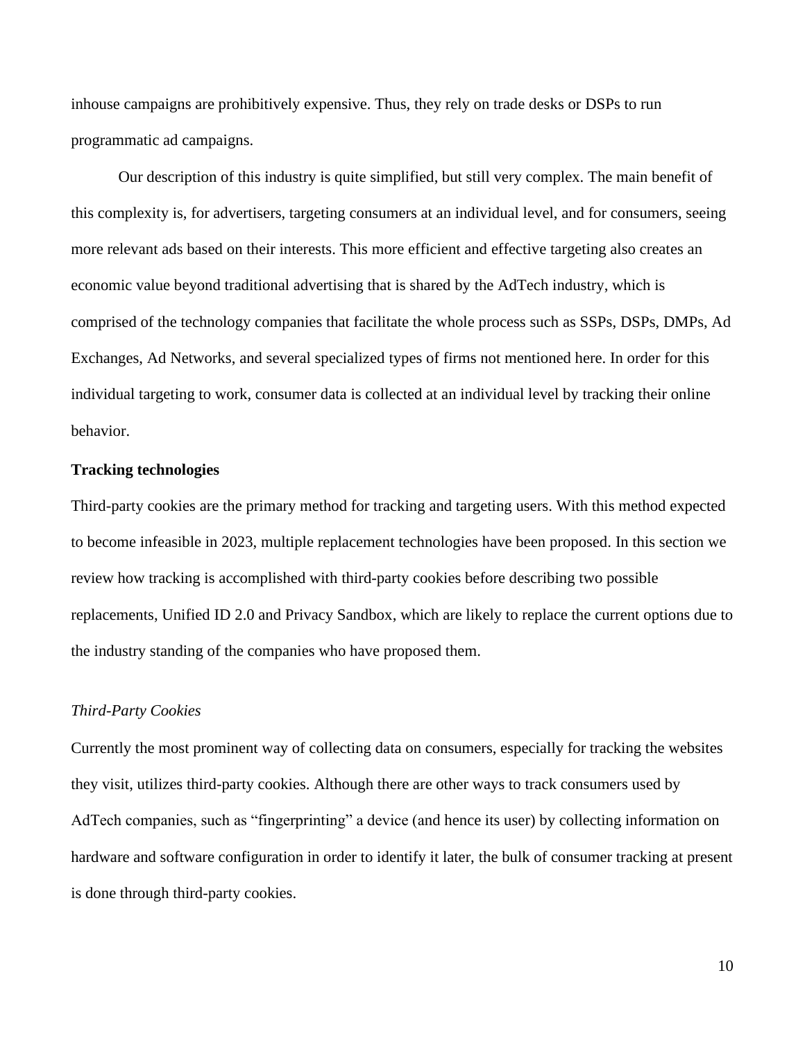inhouse campaigns are prohibitively expensive. Thus, they rely on trade desks or DSPs to run programmatic ad campaigns.

Our description of this industry is quite simplified, but still very complex. The main benefit of this complexity is, for advertisers, targeting consumers at an individual level, and for consumers, seeing more relevant ads based on their interests. This more efficient and effective targeting also creates an economic value beyond traditional advertising that is shared by the AdTech industry, which is comprised of the technology companies that facilitate the whole process such as SSPs, DSPs, DMPs, Ad Exchanges, Ad Networks, and several specialized types of firms not mentioned here. In order for this individual targeting to work, consumer data is collected at an individual level by tracking their online behavior.

## Tracking technologies

Third-party cookies are the primary method for tracking and targeting users. With this method expected to become infeasible in 2023, multiple replacement technologies have been proposed. In this section we review how tracking is accomplished with third-party cookies before describing two possible replacements, Unified ID 2.0 and Privacy Sandbox, which are likely to replace the current options due to the industry standing of the companies who have proposed them.

### *Third-Party Cookies*

Currently the most prominent way of collecting data on consumers, especially for tracking the websites they visit, utilizes third-party cookies. Although there are other ways to track consumers used by AdTech companies, such as "fingerprinting" a device (and hence its user) by collecting information on hardware and software configuration in order to identify it later, the bulk of consumer tracking at present is done through third-party cookies.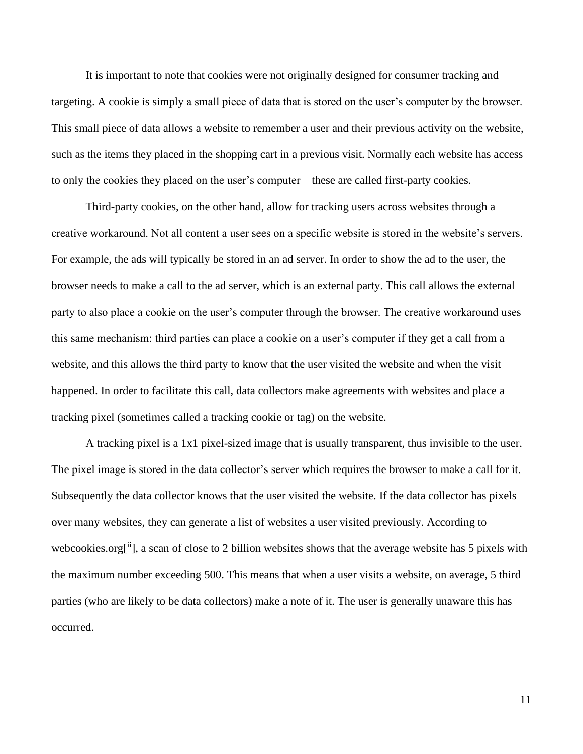It is important to note that cookies were not originally designed for consumer tracking and targeting. A cookie is simply a small piece of data that is stored on the user's computer by the browser. This small piece of data allows a website to remember a user and their previous activity on the website, such as the items they placed in the shopping cart in a previous visit. Normally each website has access to only the cookies they placed on the user's computer—these are called first-party cookies.

Third-party cookies, on the other hand, allow for tracking users across websites through a creative workaround. Not all content a user sees on a specific website is stored in the website's servers. For example, the ads will typically be stored in an ad server. In order to show the ad to the user, the browser needs to make a call to the ad server, which is an external party. This call allows the external party to also place a cookie on the user's computer through the browser. The creative workaround uses this same mechanism: third parties can place a cookie on a user's computer if they get a call from a website, and this allows the third party to know that the user visited the website and when the visit happened. In order to facilitate this call, data collectors make agreements with websites and place a tracking pixel (sometimes called a tracking cookie or tag) on the website.

A tracking pixel is a 1x1 pixel-sized image that is usually transparent, thus invisible to the user. The pixel image is stored in the data collector's server which requires the browser to make a call for it. Subsequently the data collector knows that the user visited the website. If the data collector has pixels over many websites, they can generate a list of websites a user visited previously. According to webcookies.org[ii], a scan of close to 2 billion websites shows that the average website has 5 pixels with the maximum number exceeding 500. This means that when a user visits a website, on average, 5 third parties (who are likely to be data collectors) make a note of it. The user is generally unaware this has occurred.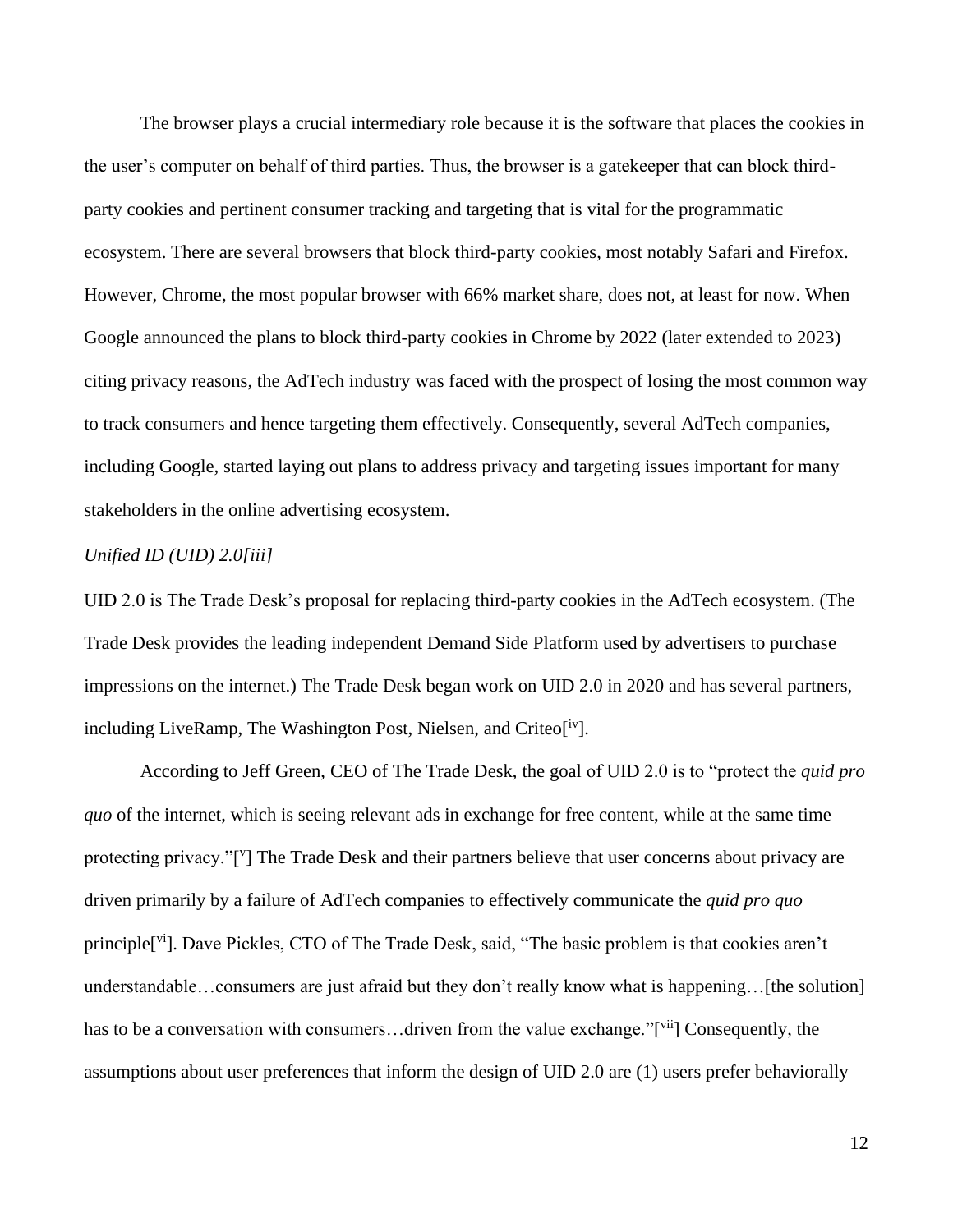The browser plays a crucial intermediary role because it is the software that places the cookies in the user's computer on behalf of third parties. Thus, the browser is a gatekeeper that can block third-party cookies and pertinent consumer tracking and targeting that is vital for the programmatic ecosystem. There are several browsers that block third-party cookies, most notably Safari and Firefox. However, Chrome, the most popular browser with 66% market share, does not, at least for now. When Google announced the plans to block third-party cookies in Chrome by 2022 (later extended to 2023) citing privacy reasons, the AdTech industry was faced with the prospect of losing the most common way to track consumers and hence targeting them effectively. Consequently, several AdTech companies, including Google, started laying out plans to address privacy and targeting issues important for many stakeholders in the online advertising ecosystem.

*Unified ID (UID) 2.0[iii]*

UID 2.0 is The Trade Desk's proposal for replacing third-party cookies in the AdTech ecosystem. (The Trade Desk provides the leading independent Demand Side Platform used by advertisers to purchase impressions on the internet.) The Trade Desk began work on UID 2.0 in 2020 and has several partners, including LiveRamp, The Washington Post, Nielsen, and Criteo[iv].

According to Jeff Green, CEO of The Trade Desk, the goal of UID 2.0 is to "protect the *quid pro quo* of the internet, which is seeing relevant ads in exchange for free content, while at the same time protecting privacy."[v] The Trade Desk and their partners believe that user concerns about privacy are driven primarily by a failure of AdTech companies to effectively communicate the *quid pro quo* principle[vi]. Dave Pickles, CTO of The Trade Desk, said, "The basic problem is that cookies aren't understandable…consumers are just afraid but they don't really know what is happening…[the solution] has to be a conversation with consumers…driven from the value exchange."[vii] Consequently, the assumptions about user preferences that inform the design of UID 2.0 are (1) users prefer behaviorally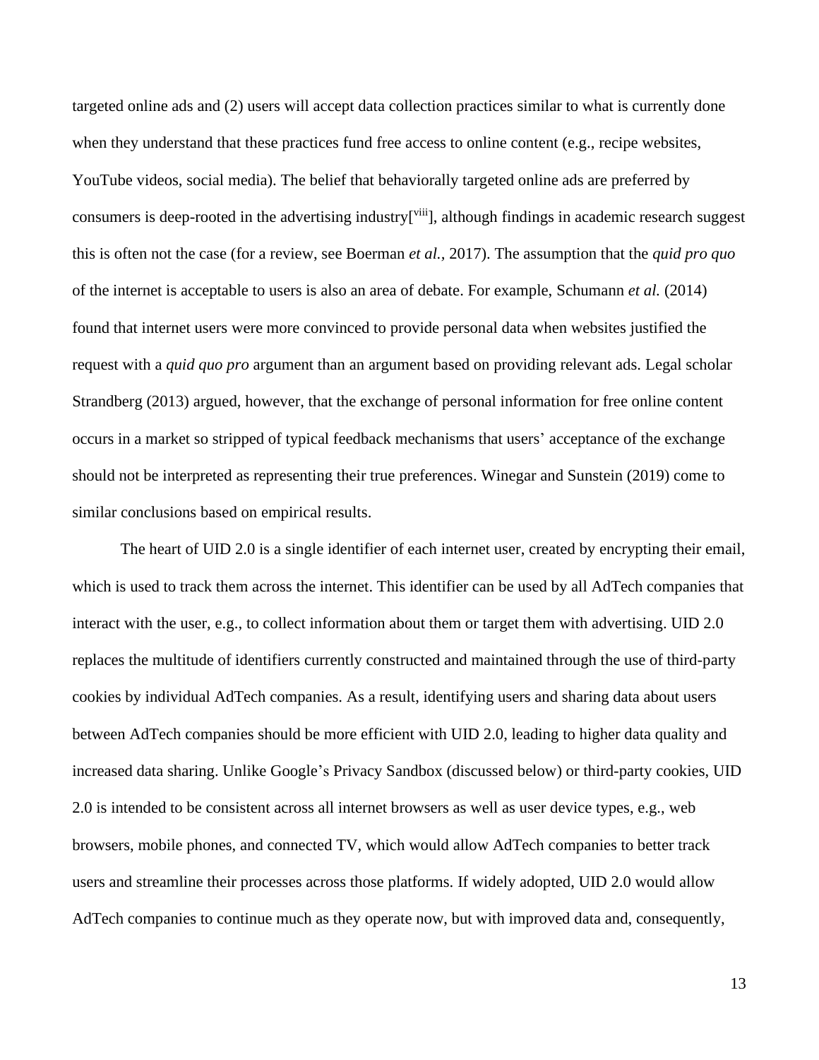targeted online ads and (2) users will accept data collection practices similar to what is currently done when they understand that these practices fund free access to online content (e.g., recipe websites, YouTube videos, social media). The belief that behaviorally targeted online ads are preferred by consumers is deep-rooted in the advertising industry[[viii]], although findings in academic research suggest this is often not the case (for a review, see Boerman *et al.*, 2017). The assumption that the *quid pro quo* of the internet is acceptable to users is also an area of debate. For example, Schumann *et al.* (2014) found that internet users were more convinced to provide personal data when websites justified the request with a *quid quo pro* argument than an argument based on providing relevant ads. Legal scholar Strandberg (2013) argued, however, that the exchange of personal information for free online content occurs in a market so stripped of typical feedback mechanisms that users' acceptance of the exchange should not be interpreted as representing their true preferences. Winegar and Sunstein (2019) come to similar conclusions based on empirical results.

The heart of UID 2.0 is a single identifier of each internet user, created by encrypting their email, which is used to track them across the internet. This identifier can be used by all AdTech companies that interact with the user, e.g., to collect information about them or target them with advertising. UID 2.0 replaces the multitude of identifiers currently constructed and maintained through the use of third-party cookies by individual AdTech companies. As a result, identifying users and sharing data about users between AdTech companies should be more efficient with UID 2.0, leading to higher data quality and increased data sharing. Unlike Google's Privacy Sandbox (discussed below) or third-party cookies, UID 2.0 is intended to be consistent across all internet browsers as well as user device types, e.g., web browsers, mobile phones, and connected TV, which would allow AdTech companies to better track users and streamline their processes across those platforms. If widely adopted, UID 2.0 would allow AdTech companies to continue much as they operate now, but with improved data and, consequently,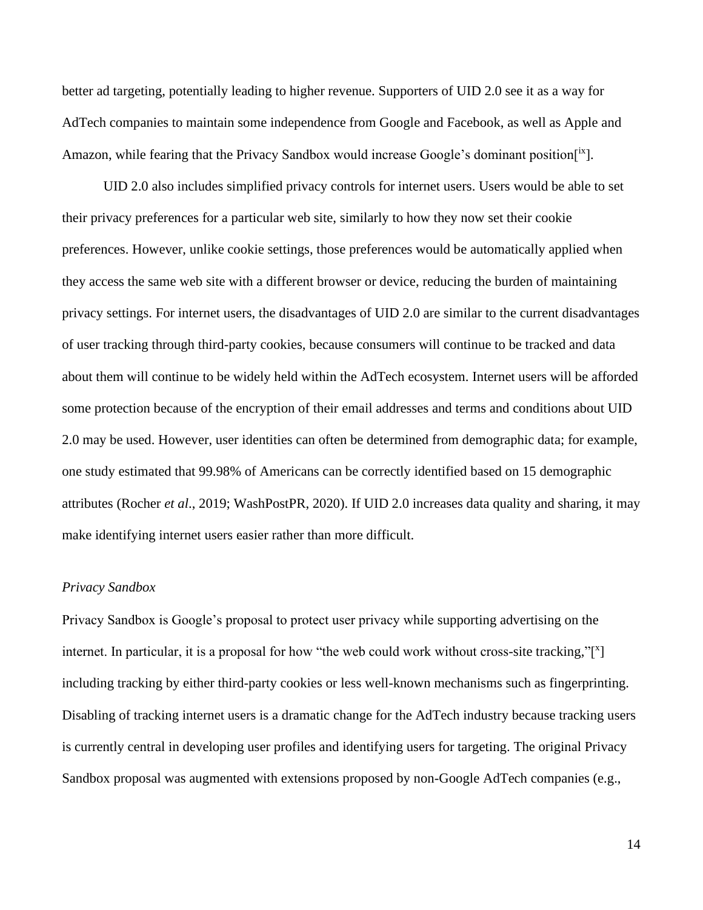better ad targeting, potentially leading to higher revenue. Supporters of UID 2.0 see it as a way for AdTech companies to maintain some independence from Google and Facebook, as well as Apple and Amazon, while fearing that the Privacy Sandbox would increase Google's dominant position[ix].

UID 2.0 also includes simplified privacy controls for internet users. Users would be able to set their privacy preferences for a particular web site, similarly to how they now set their cookie preferences. However, unlike cookie settings, those preferences would be automatically applied when they access the same web site with a different browser or device, reducing the burden of maintaining privacy settings. For internet users, the disadvantages of UID 2.0 are similar to the current disadvantages of user tracking through third-party cookies, because consumers will continue to be tracked and data about them will continue to be widely held within the AdTech ecosystem. Internet users will be afforded some protection because of the encryption of their email addresses and terms and conditions about UID 2.0 may be used. However, user identities can often be determined from demographic data; for example, one study estimated that 99.98% of Americans can be correctly identified based on 15 demographic attributes (Rocher *et al*., 2019; WashPostPR, 2020). If UID 2.0 increases data quality and sharing, it may make identifying internet users easier rather than more difficult.

*Privacy Sandbox*

Privacy Sandbox is Google's proposal to protect user privacy while supporting advertising on the internet. In particular, it is a proposal for how "the web could work without cross-site tracking,"[x] including tracking by either third-party cookies or less well-known mechanisms such as fingerprinting. Disabling of tracking internet users is a dramatic change for the AdTech industry because tracking users is currently central in developing user profiles and identifying users for targeting. The original Privacy Sandbox proposal was augmented with extensions proposed by non-Google AdTech companies (e.g.,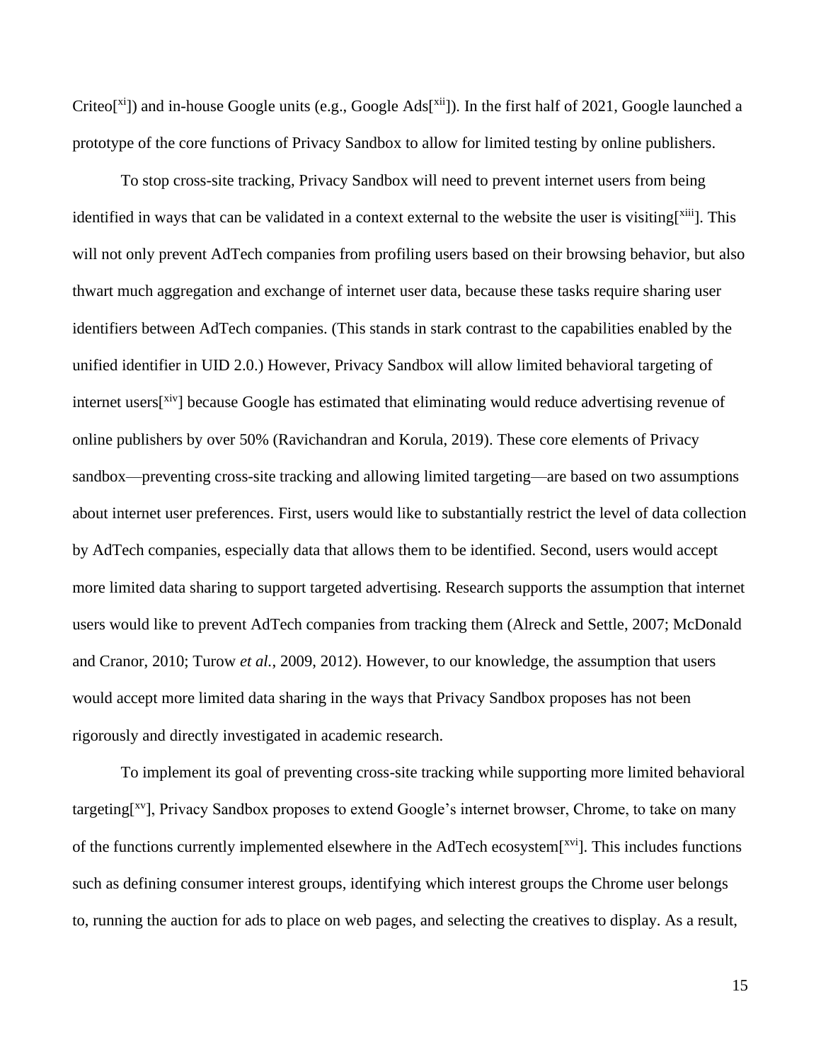Criteo[xi]) and in-house Google units (e.g., Google Ads[xii]). In the first half of 2021, Google launched a prototype of the core functions of Privacy Sandbox to allow for limited testing by online publishers.

To stop cross-site tracking, Privacy Sandbox will need to prevent internet users from being identified in ways that can be validated in a context external to the website the user is visiting[xiii]. This will not only prevent AdTech companies from profiling users based on their browsing behavior, but also thwart much aggregation and exchange of internet user data, because these tasks require sharing user identifiers between AdTech companies. (This stands in stark contrast to the capabilities enabled by the unified identifier in UID 2.0.) However, Privacy Sandbox will allow limited behavioral targeting of internet users[xiv] because Google has estimated that eliminating would reduce advertising revenue of online publishers by over 50% (Ravichandran and Korula, 2019). These core elements of Privacy sandbox—preventing cross-site tracking and allowing limited targeting—are based on two assumptions about internet user preferences. First, users would like to substantially restrict the level of data collection by AdTech companies, especially data that allows them to be identified. Second, users would accept more limited data sharing to support targeted advertising. Research supports the assumption that internet users would like to prevent AdTech companies from tracking them (Alreck and Settle, 2007; McDonald and Cranor, 2010; Turow *et al.*, 2009, 2012). However, to our knowledge, the assumption that users would accept more limited data sharing in the ways that Privacy Sandbox proposes has not been rigorously and directly investigated in academic research.

To implement its goal of preventing cross-site tracking while supporting more limited behavioral targeting[xv], Privacy Sandbox proposes to extend Google's internet browser, Chrome, to take on many of the functions currently implemented elsewhere in the AdTech ecosystem[xvi]. This includes functions such as defining consumer interest groups, identifying which interest groups the Chrome user belongs to, running the auction for ads to place on web pages, and selecting the creatives to display. As a result,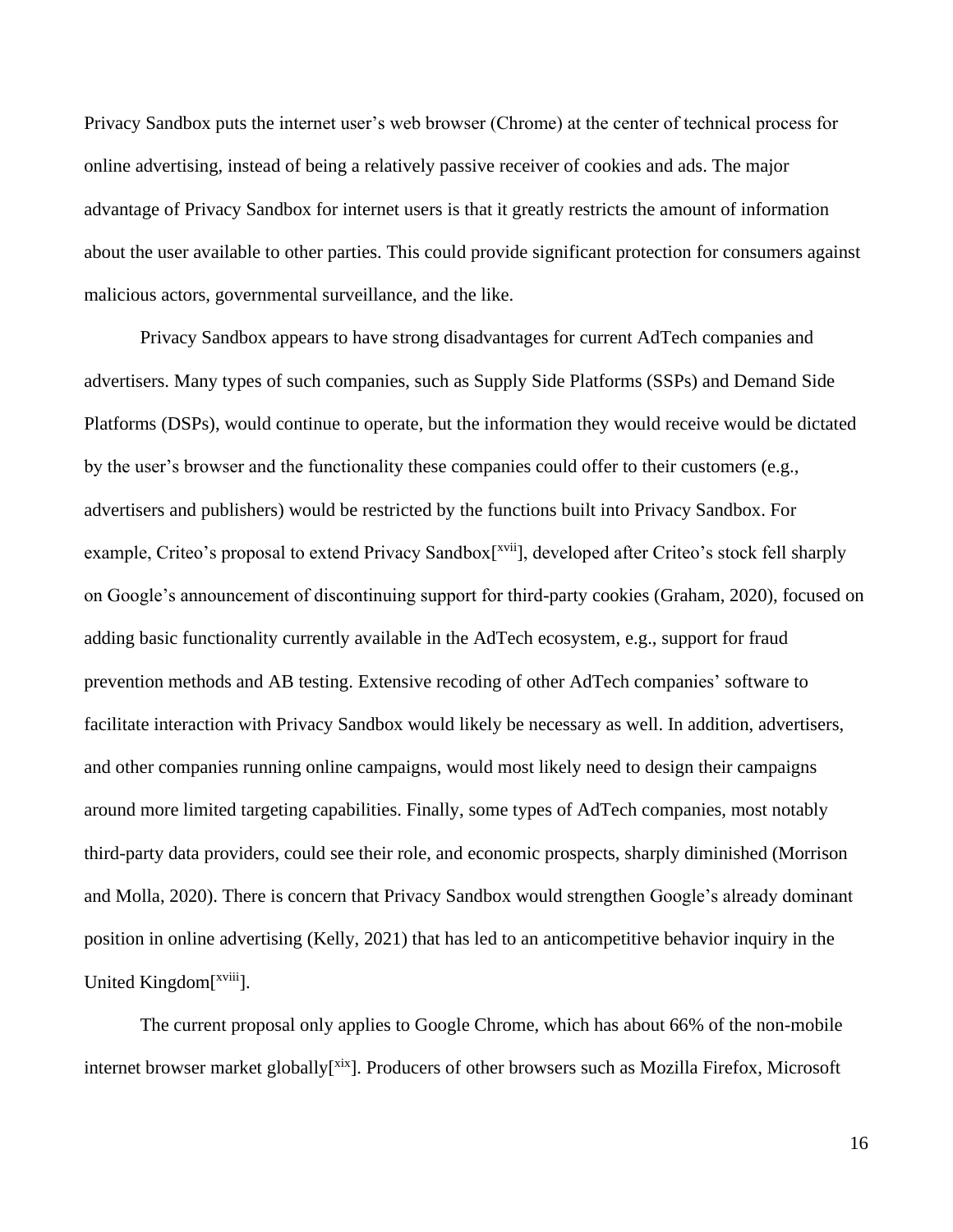Privacy Sandbox puts the internet user's web browser (Chrome) at the center of technical process for online advertising, instead of being a relatively passive receiver of cookies and ads. The major advantage of Privacy Sandbox for internet users is that it greatly restricts the amount of information about the user available to other parties. This could provide significant protection for consumers against malicious actors, governmental surveillance, and the like.

Privacy Sandbox appears to have strong disadvantages for current AdTech companies and advertisers. Many types of such companies, such as Supply Side Platforms (SSPs) and Demand Side Platforms (DSPs), would continue to operate, but the information they would receive would be dictated by the user's browser and the functionality these companies could offer to their customers (e.g., advertisers and publishers) would be restricted by the functions built into Privacy Sandbox. For example, Criteo's proposal to extend Privacy Sandbox[xvii], developed after Criteo's stock fell sharply on Google's announcement of discontinuing support for third-party cookies (Graham, 2020), focused on adding basic functionality currently available in the AdTech ecosystem, e.g., support for fraud prevention methods and AB testing. Extensive recoding of other AdTech companies' software to facilitate interaction with Privacy Sandbox would likely be necessary as well. In addition, advertisers, and other companies running online campaigns, would most likely need to design their campaigns around more limited targeting capabilities. Finally, some types of AdTech companies, most notably third-party data providers, could see their role, and economic prospects, sharply diminished (Morrison and Molla, 2020). There is concern that Privacy Sandbox would strengthen Google's already dominant position in online advertising (Kelly, 2021) that has led to an anticompetitive behavior inquiry in the United Kingdom[xviii].

The current proposal only applies to Google Chrome, which has about 66% of the non-mobile internet browser market globally[xix]. Producers of other browsers such as Mozilla Firefox, Microsoft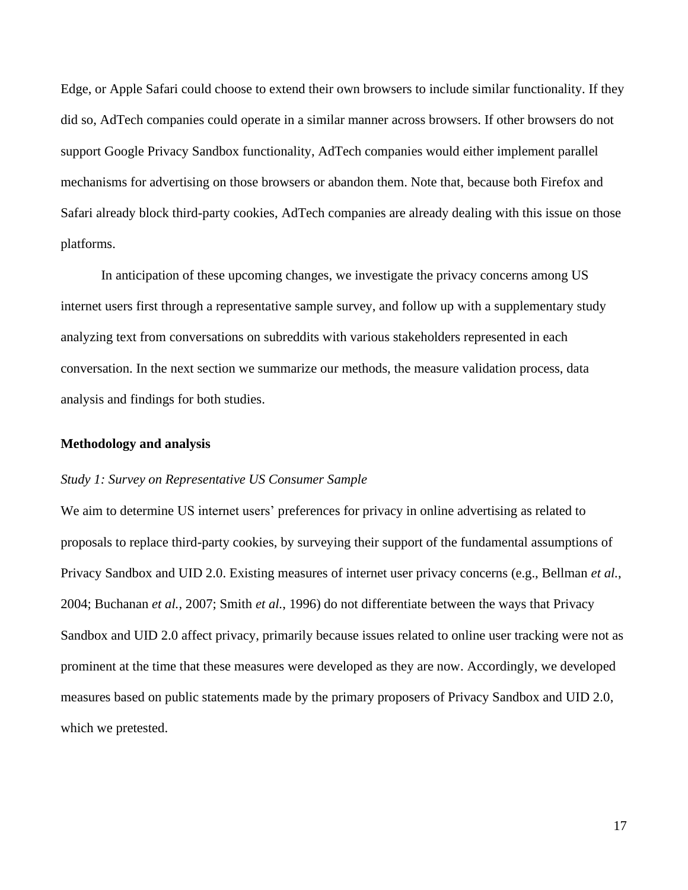Edge, or Apple Safari could choose to extend their own browsers to include similar functionality. If they did so, AdTech companies could operate in a similar manner across browsers. If other browsers do not support Google Privacy Sandbox functionality, AdTech companies would either implement parallel mechanisms for advertising on those browsers or abandon them. Note that, because both Firefox and Safari already block third-party cookies, AdTech companies are already dealing with this issue on those platforms.

In anticipation of these upcoming changes, we investigate the privacy concerns among US internet users first through a representative sample survey, and follow up with a supplementary study analyzing text from conversations on subreddits with various stakeholders represented in each conversation. In the next section we summarize our methods, the measure validation process, data analysis and findings for both studies.

## Methodology and analysis

### *Study 1: Survey on Representative US Consumer Sample*

We aim to determine US internet users' preferences for privacy in online advertising as related to proposals to replace third-party cookies, by surveying their support of the fundamental assumptions of Privacy Sandbox and UID 2.0. Existing measures of internet user privacy concerns (e.g., Bellman *et al.*, 2004; Buchanan *et al.*, 2007; Smith *et al.*, 1996) do not differentiate between the ways that Privacy Sandbox and UID 2.0 affect privacy, primarily because issues related to online user tracking were not as prominent at the time that these measures were developed as they are now. Accordingly, we developed measures based on public statements made by the primary proposers of Privacy Sandbox and UID 2.0, which we pretested.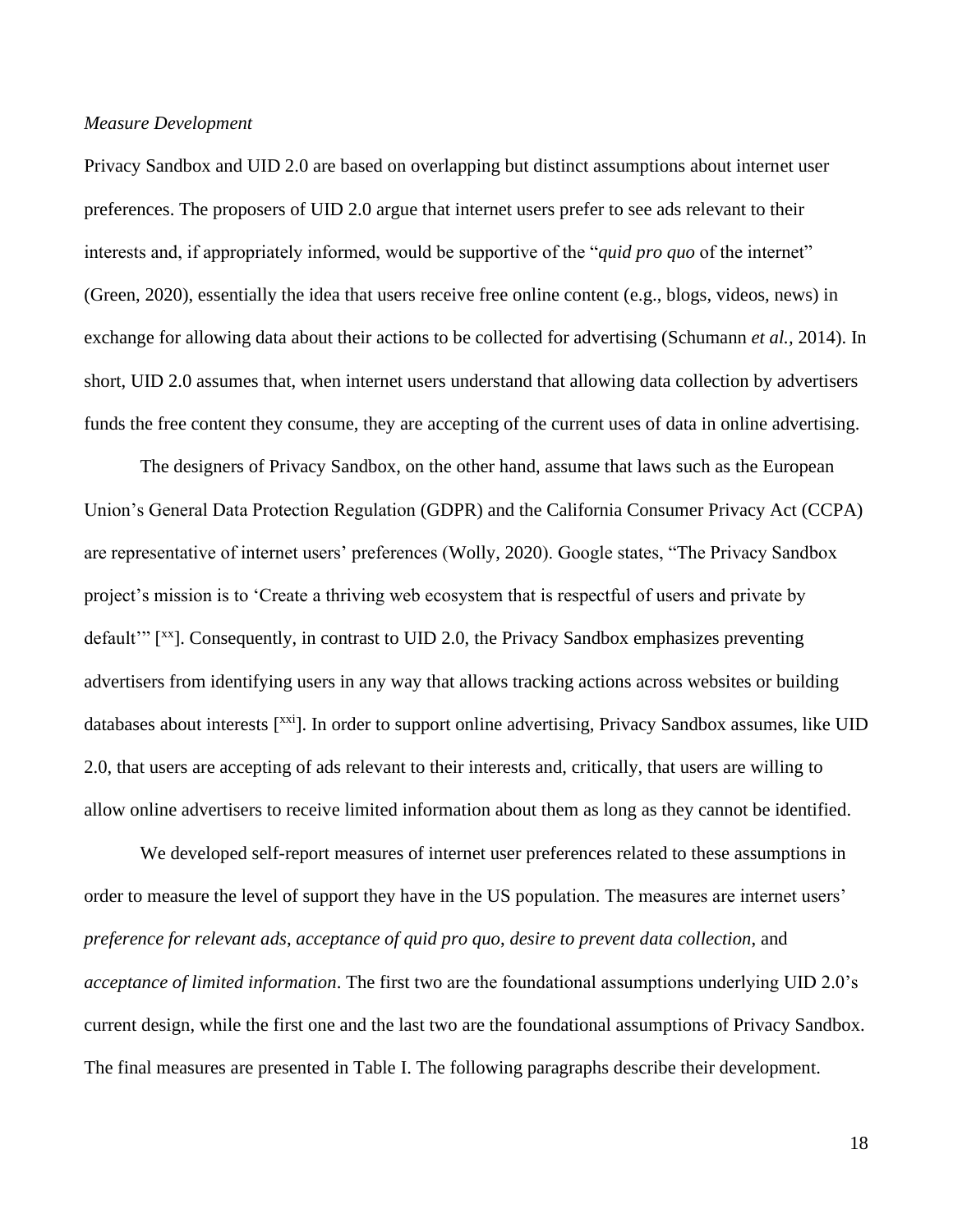*Measure Development*

Privacy Sandbox and UID 2.0 are based on overlapping but distinct assumptions about internet user preferences. The proposers of UID 2.0 argue that internet users prefer to see ads relevant to their interests and, if appropriately informed, would be supportive of the "*quid pro quo* of the internet" (Green, 2020), essentially the idea that users receive free online content (e.g., blogs, videos, news) in exchange for allowing data about their actions to be collected for advertising (Schumann *et al.*, 2014). In short, UID 2.0 assumes that, when internet users understand that allowing data collection by advertisers funds the free content they consume, they are accepting of the current uses of data in online advertising.

The designers of Privacy Sandbox, on the other hand, assume that laws such as the European Union's General Data Protection Regulation (GDPR) and the California Consumer Privacy Act (CCPA) are representative of internet users' preferences (Wolly, 2020). Google states, "The Privacy Sandbox project's mission is to 'Create a thriving web ecosystem that is respectful of users and private by default'" [xx]. Consequently, in contrast to UID 2.0, the Privacy Sandbox emphasizes preventing advertisers from identifying users in any way that allows tracking actions across websites or building databases about interests [xxi]. In order to support online advertising, Privacy Sandbox assumes, like UID 2.0, that users are accepting of ads relevant to their interests and, critically, that users are willing to allow online advertisers to receive limited information about them as long as they cannot be identified.

We developed self-report measures of internet user preferences related to these assumptions in order to measure the level of support they have in the US population. The measures are internet users' *preference for relevant ads*, *acceptance of quid pro quo*, *desire to prevent data collection*, and *acceptance of limited information*. The first two are the foundational assumptions underlying UID 2.0's current design, while the first one and the last two are the foundational assumptions of Privacy Sandbox. The final measures are presented in Table I. The following paragraphs describe their development.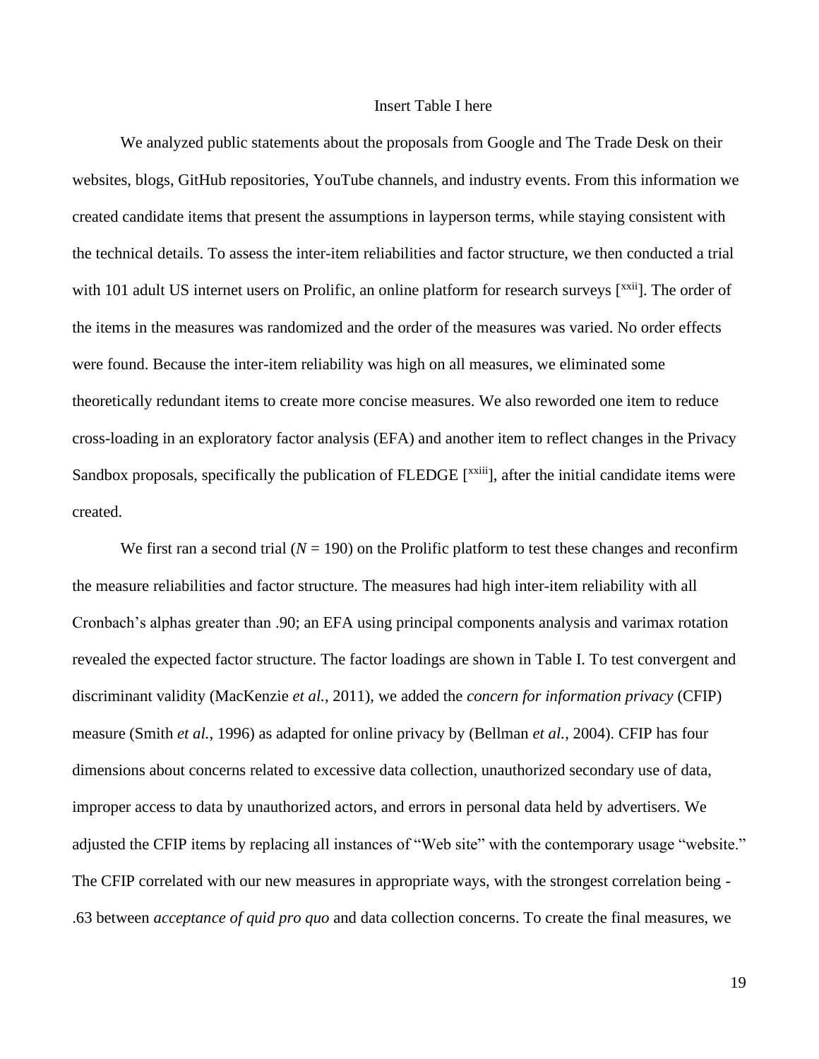Insert Table I here

We analyzed public statements about the proposals from Google and The Trade Desk on their websites, blogs, GitHub repositories, YouTube channels, and industry events. From this information we created candidate items that present the assumptions in layperson terms, while staying consistent with the technical details. To assess the inter-item reliabilities and factor structure, we then conducted a trial with 101 adult US internet users on Prolific, an online platform for research surveys [[xxii]]. The order of the items in the measures was randomized and the order of the measures was varied. No order effects were found. Because the inter-item reliability was high on all measures, we eliminated some theoretically redundant items to create more concise measures. We also reworded one item to reduce cross-loading in an exploratory factor analysis (EFA) and another item to reflect changes in the Privacy Sandbox proposals, specifically the publication of FLEDGE [[xxiii]], after the initial candidate items were created.

We first ran a second trial ($N = 190$) on the Prolific platform to test these changes and reconfirm the measure reliabilities and factor structure. The measures had high inter-item reliability with all Cronbach's alphas greater than .90; an EFA using principal components analysis and varimax rotation revealed the expected factor structure. The factor loadings are shown in Table I. To test convergent and discriminant validity (MacKenzie *et al.*, 2011), we added the *concern for information privacy* (CFIP) measure (Smith *et al.*, 1996) as adapted for online privacy by (Bellman *et al.*, 2004). CFIP has four dimensions about concerns related to excessive data collection, unauthorized secondary use of data, improper access to data by unauthorized actors, and errors in personal data held by advertisers. We adjusted the CFIP items by replacing all instances of "Web site" with the contemporary usage "website." The CFIP correlated with our new measures in appropriate ways, with the strongest correlation being -.63 between *acceptance of quid pro quo* and data collection concerns. To create the final measures, we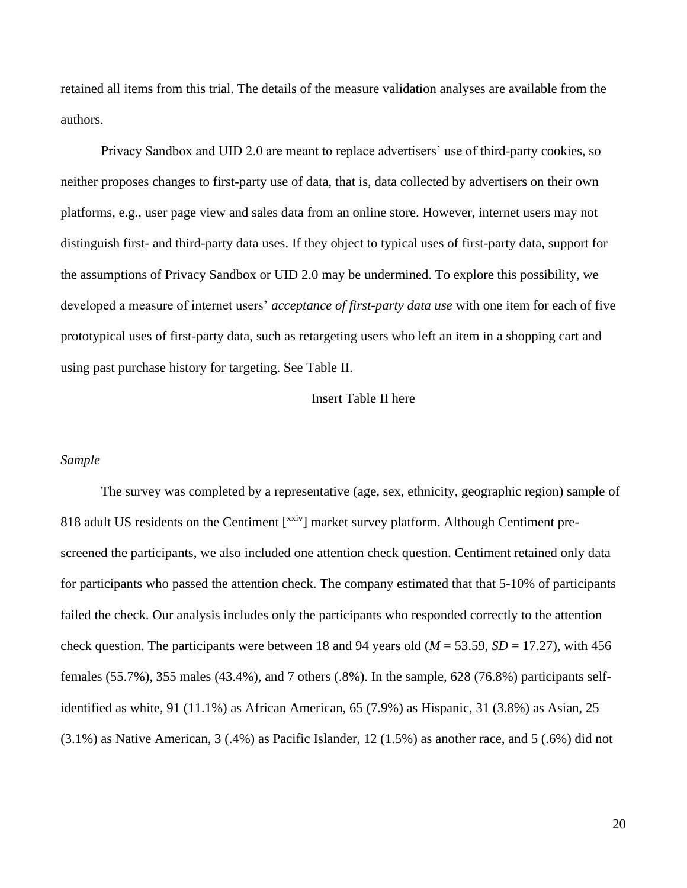retained all items from this trial. The details of the measure validation analyses are available from the authors.

Privacy Sandbox and UID 2.0 are meant to replace advertisers' use of third-party cookies, so neither proposes changes to first-party use of data, that is, data collected by advertisers on their own platforms, e.g., user page view and sales data from an online store. However, internet users may not distinguish first- and third-party data uses. If they object to typical uses of first-party data, support for the assumptions of Privacy Sandbox or UID 2.0 may be undermined. To explore this possibility, we developed a measure of internet users' *acceptance of first-party data use* with one item for each of five prototypical uses of first-party data, such as retargeting users who left an item in a shopping cart and using past purchase history for targeting. See Table II.

Insert Table II here

*Sample*

The survey was completed by a representative (age, sex, ethnicity, geographic region) sample of 818 adult US residents on the Centiment [xxiv] market survey platform. Although Centiment pre-screened the participants, we also included one attention check question. Centiment retained only data for participants who passed the attention check. The company estimated that that 5-10% of participants failed the check. Our analysis includes only the participants who responded correctly to the attention check question. The participants were between 18 and 94 years old (*M* = 53.59, *SD* = 17.27), with 456 females (55.7%), 355 males (43.4%), and 7 others (.8%). In the sample, 628 (76.8%) participants self-identified as white, 91 (11.1%) as African American, 65 (7.9%) as Hispanic, 31 (3.8%) as Asian, 25 (3.1%) as Native American, 3 (.4%) as Pacific Islander, 12 (1.5%) as another race, and 5 (.6%) did not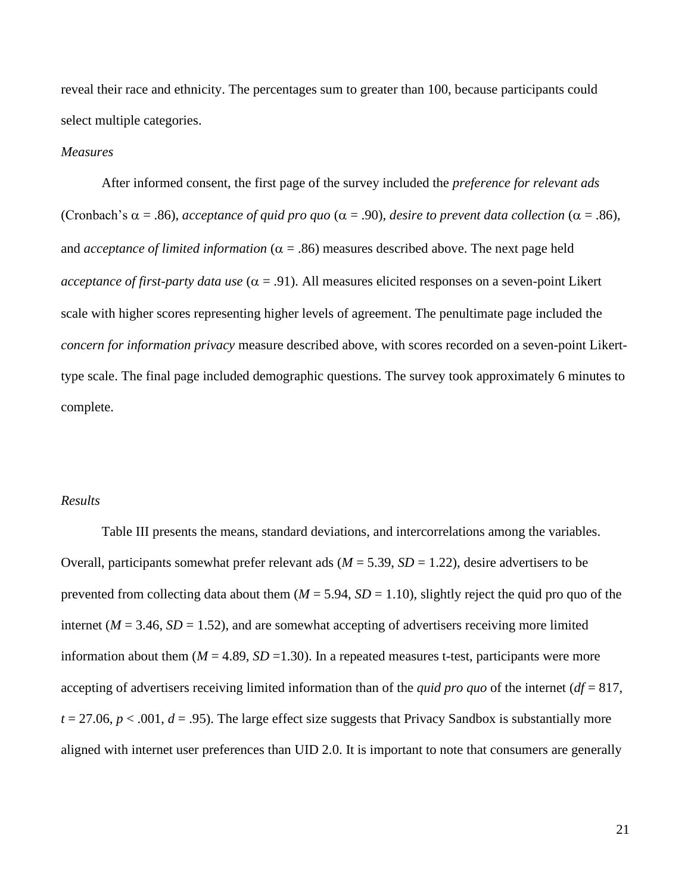reveal their race and ethnicity. The percentages sum to greater than 100, because participants could select multiple categories.

*Measures*

After informed consent, the first page of the survey included the *preference for relevant ads* (Cronbach's $\alpha$ = .86), *acceptance of quid pro quo* ($\alpha$ = .90), *desire to prevent data collection* ($\alpha$ = .86), and *acceptance of limited information* ($\alpha$ = .86) measures described above. The next page held *acceptance of first-party data use* ($\alpha$ = .91). All measures elicited responses on a seven-point Likert scale with higher scores representing higher levels of agreement. The penultimate page included the *concern for information privacy* measure described above, with scores recorded on a seven-point Likert-type scale. The final page included demographic questions. The survey took approximately 6 minutes to complete.

*Results*

Table III presents the means, standard deviations, and intercorrelations among the variables. Overall, participants somewhat prefer relevant ads ($M$ = 5.39, $SD$ = 1.22), desire advertisers to be prevented from collecting data about them ($M$ = 5.94, $SD$ = 1.10), slightly reject the quid pro quo of the internet ($M$ = 3.46, $SD$ = 1.52), and are somewhat accepting of advertisers receiving more limited information about them ($M$ = 4.89, $SD$ =1.30). In a repeated measures t-test, participants were more accepting of advertisers receiving limited information than of the *quid pro quo* of the internet ($df$ = 817, $t$ = 27.06, $p < .001$, $d$ = .95). The large effect size suggests that Privacy Sandbox is substantially more aligned with internet user preferences than UID 2.0. It is important to note that consumers are generally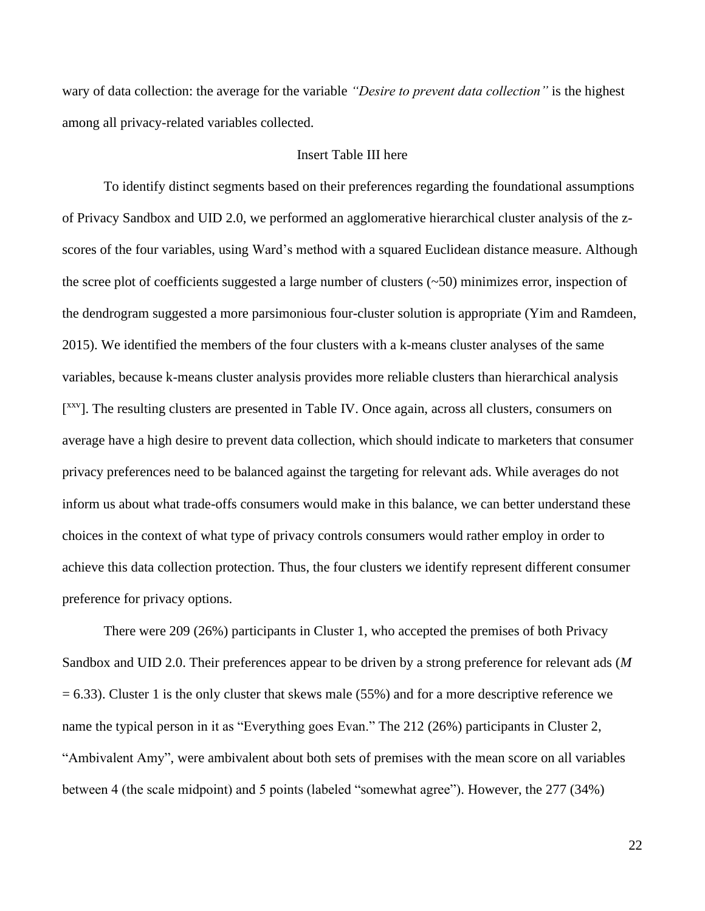wary of data collection: the average for the variable *"Desire to prevent data collection"* is the highest among all privacy-related variables collected.

Insert Table III here

To identify distinct segments based on their preferences regarding the foundational assumptions of Privacy Sandbox and UID 2.0, we performed an agglomerative hierarchical cluster analysis of the z-scores of the four variables, using Ward's method with a squared Euclidean distance measure. Although the scree plot of coefficients suggested a large number of clusters (~50) minimizes error, inspection of the dendrogram suggested a more parsimonious four-cluster solution is appropriate (Yim and Ramdeen, 2015). We identified the members of the four clusters with a k-means cluster analyses of the same variables, because k-means cluster analysis provides more reliable clusters than hierarchical analysis [xxv]. The resulting clusters are presented in Table IV. Once again, across all clusters, consumers on average have a high desire to prevent data collection, which should indicate to marketers that consumer privacy preferences need to be balanced against the targeting for relevant ads. While averages do not inform us about what trade-offs consumers would make in this balance, we can better understand these choices in the context of what type of privacy controls consumers would rather employ in order to achieve this data collection protection. Thus, the four clusters we identify represent different consumer preference for privacy options.

There were 209 (26%) participants in Cluster 1, who accepted the premises of both Privacy Sandbox and UID 2.0. Their preferences appear to be driven by a strong preference for relevant ads ($M = 6.33$). Cluster 1 is the only cluster that skews male (55%) and for a more descriptive reference we name the typical person in it as "Everything goes Evan." The 212 (26%) participants in Cluster 2, "Ambivalent Amy", were ambivalent about both sets of premises with the mean score on all variables between 4 (the scale midpoint) and 5 points (labeled "somewhat agree"). However, the 277 (34%)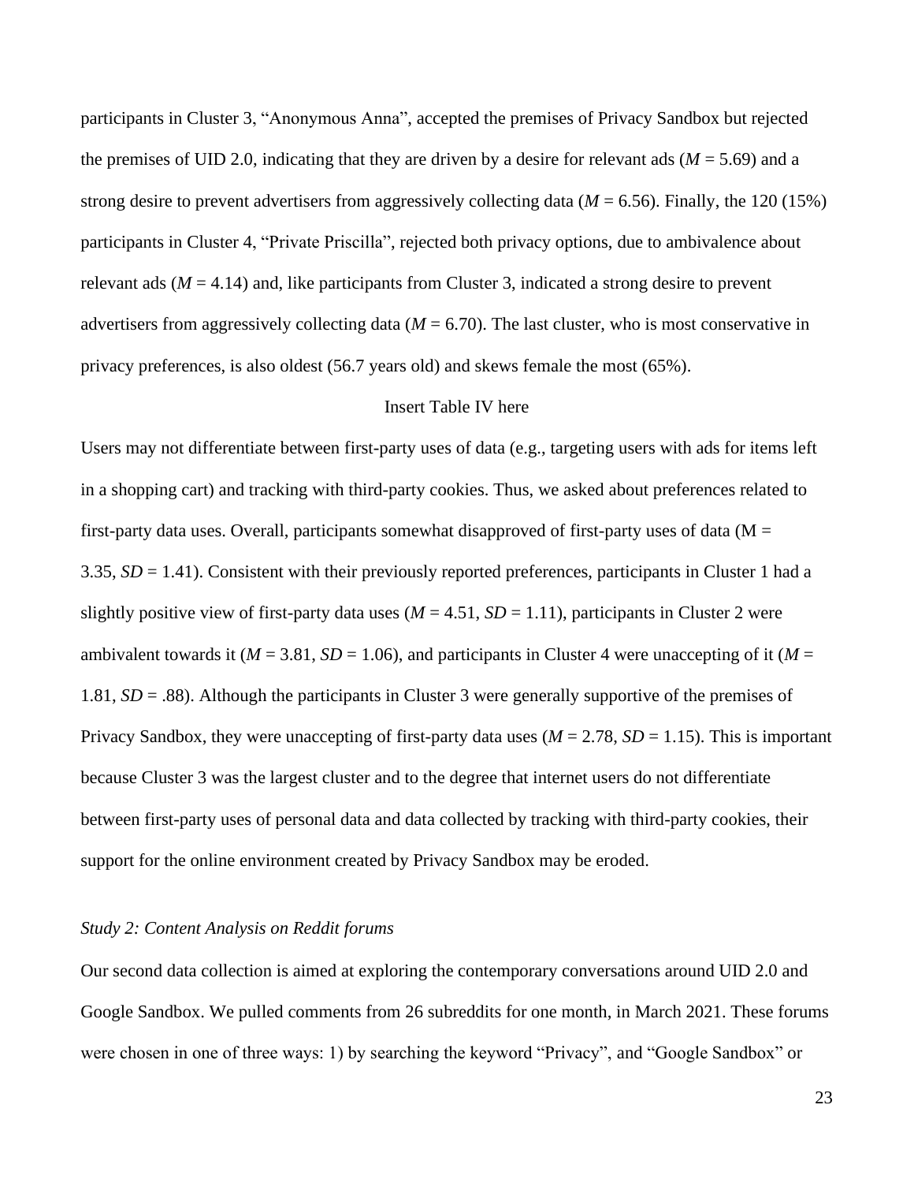participants in Cluster 3, "Anonymous Anna", accepted the premises of Privacy Sandbox but rejected the premises of UID 2.0, indicating that they are driven by a desire for relevant ads ($M$ = 5.69) and a strong desire to prevent advertisers from aggressively collecting data ($M$ = 6.56). Finally, the 120 (15%) participants in Cluster 4, "Private Priscilla", rejected both privacy options, due to ambivalence about relevant ads ($M$ = 4.14) and, like participants from Cluster 3, indicated a strong desire to prevent advertisers from aggressively collecting data ($M$ = 6.70). The last cluster, who is most conservative in privacy preferences, is also oldest (56.7 years old) and skews female the most (65%).

Insert Table IV here

Users may not differentiate between first-party uses of data (e.g., targeting users with ads for items left in a shopping cart) and tracking with third-party cookies. Thus, we asked about preferences related to first-party data uses. Overall, participants somewhat disapproved of first-party uses of data (M = 3.35, $SD$ = 1.41). Consistent with their previously reported preferences, participants in Cluster 1 had a slightly positive view of first-party data uses ($M$ = 4.51, $SD$ = 1.11), participants in Cluster 2 were ambivalent towards it ($M$ = 3.81, $SD$ = 1.06), and participants in Cluster 4 were unaccepting of it ($M$ = 1.81, $SD$ = .88). Although the participants in Cluster 3 were generally supportive of the premises of Privacy Sandbox, they were unaccepting of first-party data uses ($M$ = 2.78, $SD$ = 1.15). This is important because Cluster 3 was the largest cluster and to the degree that internet users do not differentiate between first-party uses of personal data and data collected by tracking with third-party cookies, their support for the online environment created by Privacy Sandbox may be eroded.

### *Study 2: Content Analysis on Reddit forums*

Our second data collection is aimed at exploring the contemporary conversations around UID 2.0 and Google Sandbox. We pulled comments from 26 subreddits for one month, in March 2021. These forums were chosen in one of three ways: 1) by searching the keyword "Privacy", and "Google Sandbox" or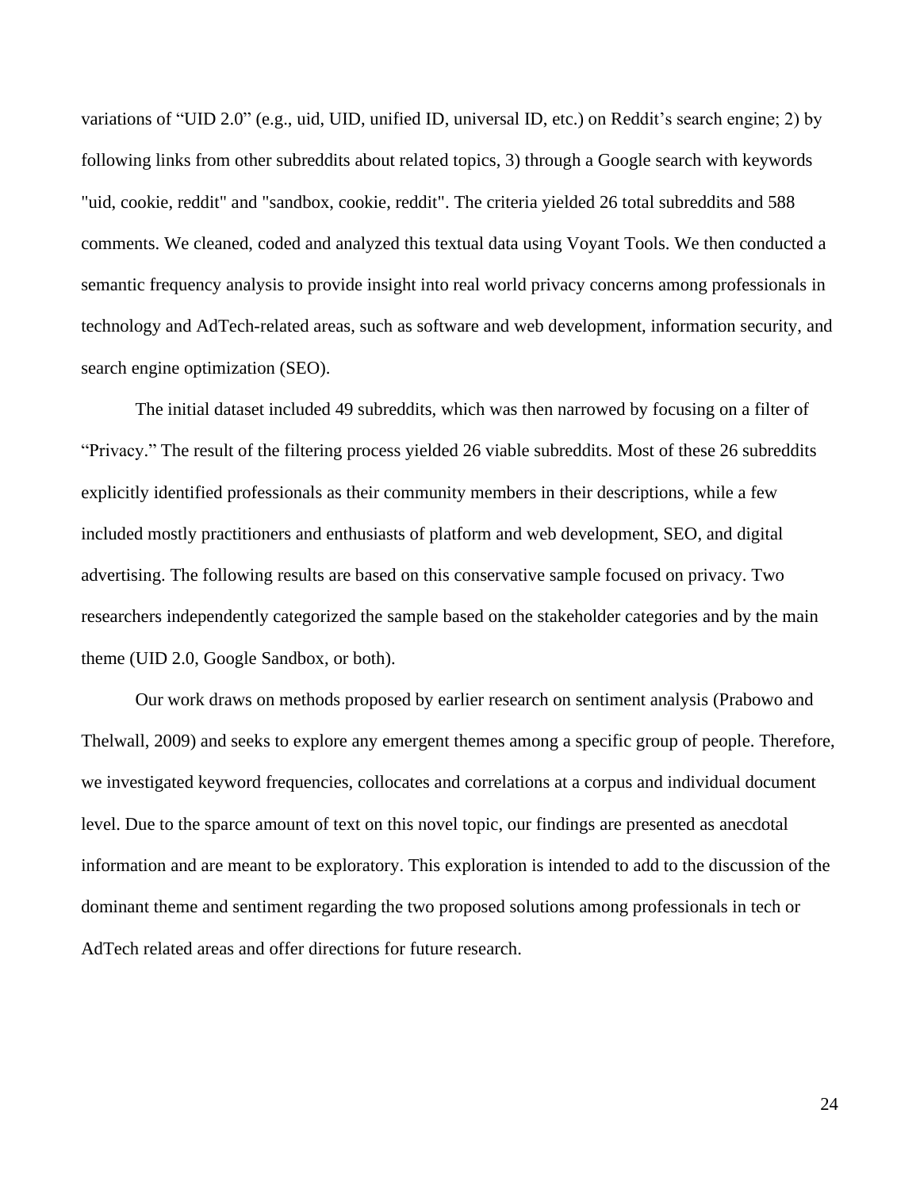variations of “UID 2.0” (e.g., uid, UID, unified ID, universal ID, etc.) on Reddit’s search engine; 2) by following links from other subreddits about related topics, 3) through a Google search with keywords "uid, cookie, reddit" and "sandbox, cookie, reddit". The criteria yielded 26 total subreddits and 588 comments. We cleaned, coded and analyzed this textual data using Voyant Tools. We then conducted a semantic frequency analysis to provide insight into real world privacy concerns among professionals in technology and AdTech-related areas, such as software and web development, information security, and search engine optimization (SEO).

The initial dataset included 49 subreddits, which was then narrowed by focusing on a filter of “Privacy.” The result of the filtering process yielded 26 viable subreddits. Most of these 26 subreddits explicitly identified professionals as their community members in their descriptions, while a few included mostly practitioners and enthusiasts of platform and web development, SEO, and digital advertising. The following results are based on this conservative sample focused on privacy. Two researchers independently categorized the sample based on the stakeholder categories and by the main theme (UID 2.0, Google Sandbox, or both).

Our work draws on methods proposed by earlier research on sentiment analysis (Prabowo and Thelwall, 2009) and seeks to explore any emergent themes among a specific group of people. Therefore, we investigated keyword frequencies, collocates and correlations at a corpus and individual document level. Due to the sparce amount of text on this novel topic, our findings are presented as anecdotal information and are meant to be exploratory. This exploration is intended to add to the discussion of the dominant theme and sentiment regarding the two proposed solutions among professionals in tech or AdTech related areas and offer directions for future research.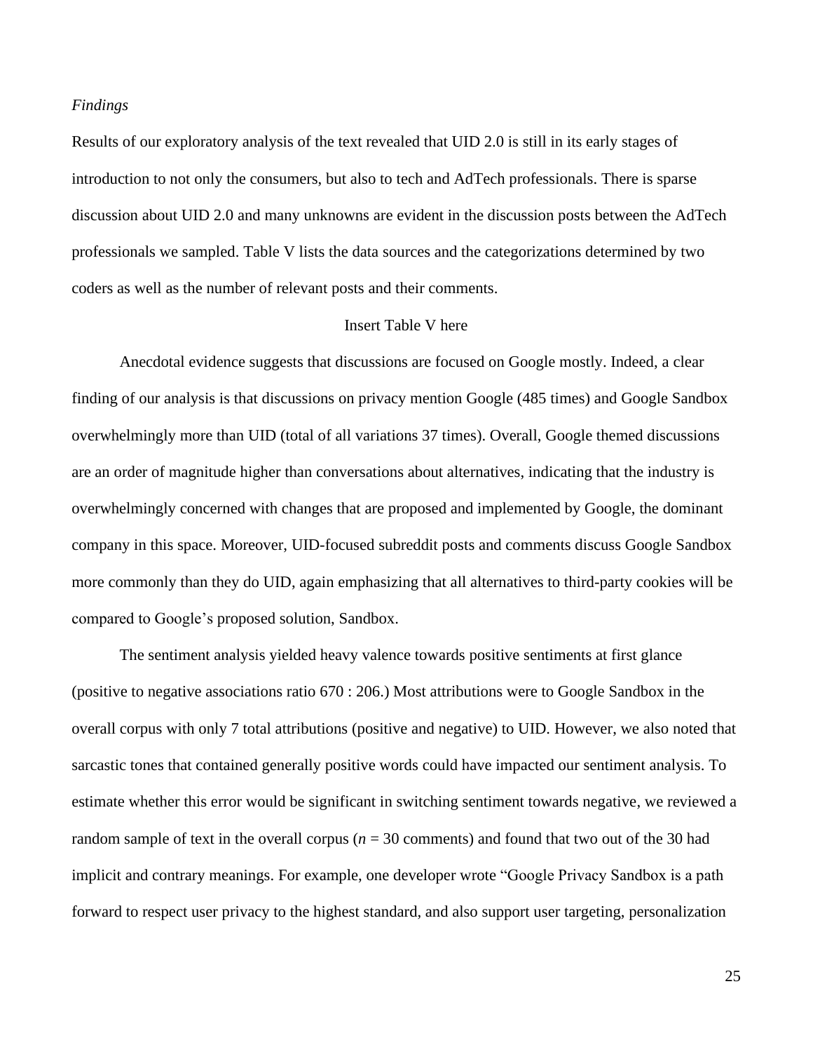*Findings*

Results of our exploratory analysis of the text revealed that UID 2.0 is still in its early stages of introduction to not only the consumers, but also to tech and AdTech professionals. There is sparse discussion about UID 2.0 and many unknowns are evident in the discussion posts between the AdTech professionals we sampled. Table V lists the data sources and the categorizations determined by two coders as well as the number of relevant posts and their comments.

Insert Table V here

Anecdotal evidence suggests that discussions are focused on Google mostly. Indeed, a clear finding of our analysis is that discussions on privacy mention Google (485 times) and Google Sandbox overwhelmingly more than UID (total of all variations 37 times). Overall, Google themed discussions are an order of magnitude higher than conversations about alternatives, indicating that the industry is overwhelmingly concerned with changes that are proposed and implemented by Google, the dominant company in this space. Moreover, UID-focused subreddit posts and comments discuss Google Sandbox more commonly than they do UID, again emphasizing that all alternatives to third-party cookies will be compared to Google's proposed solution, Sandbox.

The sentiment analysis yielded heavy valence towards positive sentiments at first glance (positive to negative associations ratio 670 : 206.) Most attributions were to Google Sandbox in the overall corpus with only 7 total attributions (positive and negative) to UID. However, we also noted that sarcastic tones that contained generally positive words could have impacted our sentiment analysis. To estimate whether this error would be significant in switching sentiment towards negative, we reviewed a random sample of text in the overall corpus ($n$ = 30 comments) and found that two out of the 30 had implicit and contrary meanings. For example, one developer wrote "Google Privacy Sandbox is a path forward to respect user privacy to the highest standard, and also support user targeting, personalization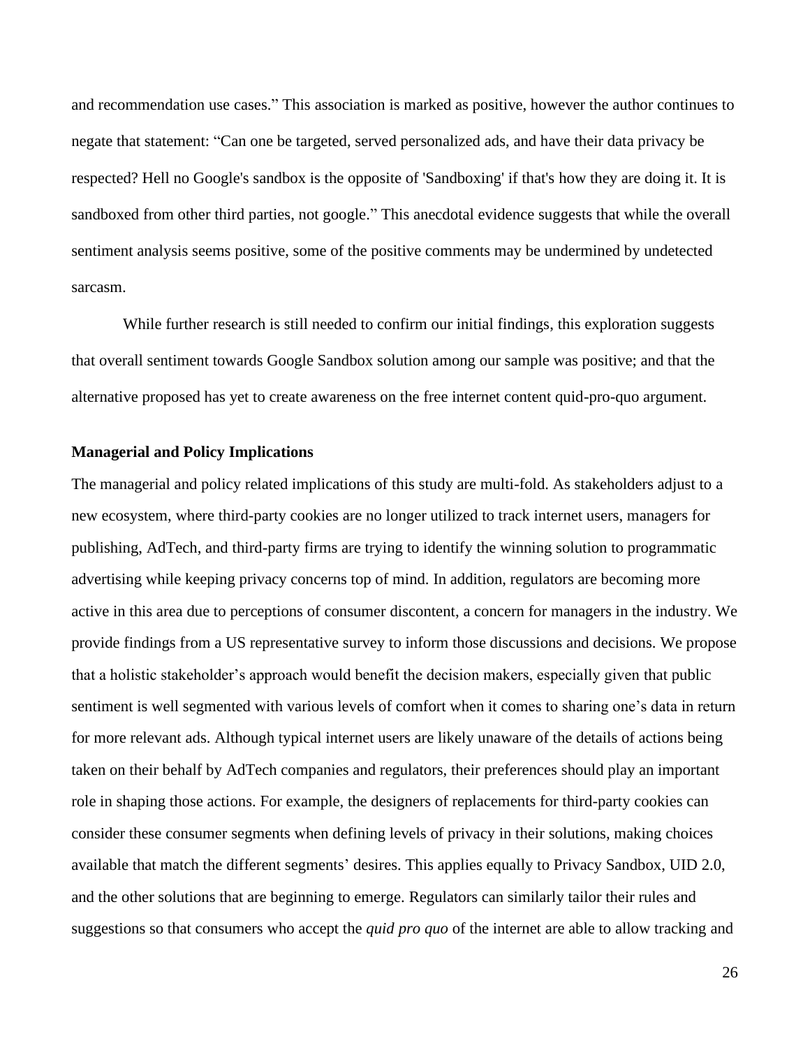and recommendation use cases." This association is marked as positive, however the author continues to negate that statement: "Can one be targeted, served personalized ads, and have their data privacy be respected? Hell no Google's sandbox is the opposite of 'Sandboxing' if that's how they are doing it. It is sandboxed from other third parties, not google." This anecdotal evidence suggests that while the overall sentiment analysis seems positive, some of the positive comments may be undermined by undetected sarcasm.

While further research is still needed to confirm our initial findings, this exploration suggests that overall sentiment towards Google Sandbox solution among our sample was positive; and that the alternative proposed has yet to create awareness on the free internet content quid-pro-quo argument.

**Managerial and Policy Implications**

The managerial and policy related implications of this study are multi-fold. As stakeholders adjust to a new ecosystem, where third-party cookies are no longer utilized to track internet users, managers for publishing, AdTech, and third-party firms are trying to identify the winning solution to programmatic advertising while keeping privacy concerns top of mind. In addition, regulators are becoming more active in this area due to perceptions of consumer discontent, a concern for managers in the industry. We provide findings from a US representative survey to inform those discussions and decisions. We propose that a holistic stakeholder's approach would benefit the decision makers, especially given that public sentiment is well segmented with various levels of comfort when it comes to sharing one's data in return for more relevant ads. Although typical internet users are likely unaware of the details of actions being taken on their behalf by AdTech companies and regulators, their preferences should play an important role in shaping those actions. For example, the designers of replacements for third-party cookies can consider these consumer segments when defining levels of privacy in their solutions, making choices available that match the different segments' desires. This applies equally to Privacy Sandbox, UID 2.0, and the other solutions that are beginning to emerge. Regulators can similarly tailor their rules and suggestions so that consumers who accept the *quid pro quo* of the internet are able to allow tracking and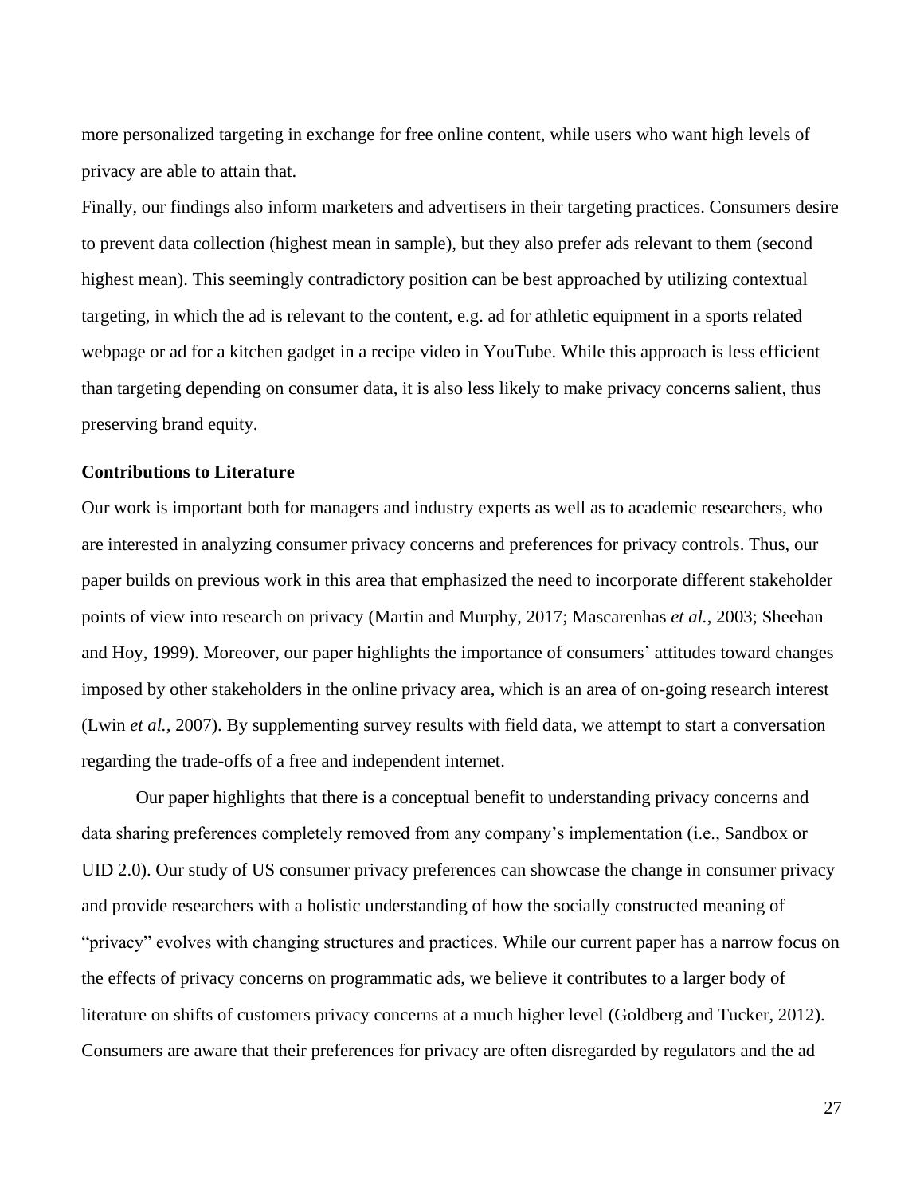more personalized targeting in exchange for free online content, while users who want high levels of privacy are able to attain that.

Finally, our findings also inform marketers and advertisers in their targeting practices. Consumers desire to prevent data collection (highest mean in sample), but they also prefer ads relevant to them (second highest mean). This seemingly contradictory position can be best approached by utilizing contextual targeting, in which the ad is relevant to the content, e.g. ad for athletic equipment in a sports related webpage or ad for a kitchen gadget in a recipe video in YouTube. While this approach is less efficient than targeting depending on consumer data, it is also less likely to make privacy concerns salient, thus preserving brand equity.

**Contributions to Literature**

Our work is important both for managers and industry experts as well as to academic researchers, who are interested in analyzing consumer privacy concerns and preferences for privacy controls. Thus, our paper builds on previous work in this area that emphasized the need to incorporate different stakeholder points of view into research on privacy (Martin and Murphy, 2017; Mascarenhas *et al.*, 2003; Sheehan and Hoy, 1999). Moreover, our paper highlights the importance of consumers' attitudes toward changes imposed by other stakeholders in the online privacy area, which is an area of on-going research interest (Lwin *et al.*, 2007). By supplementing survey results with field data, we attempt to start a conversation regarding the trade-offs of a free and independent internet.

Our paper highlights that there is a conceptual benefit to understanding privacy concerns and data sharing preferences completely removed from any company's implementation (i.e., Sandbox or UID 2.0). Our study of US consumer privacy preferences can showcase the change in consumer privacy and provide researchers with a holistic understanding of how the socially constructed meaning of "privacy" evolves with changing structures and practices. While our current paper has a narrow focus on the effects of privacy concerns on programmatic ads, we believe it contributes to a larger body of literature on shifts of customers privacy concerns at a much higher level (Goldberg and Tucker, 2012). Consumers are aware that their preferences for privacy are often disregarded by regulators and the ad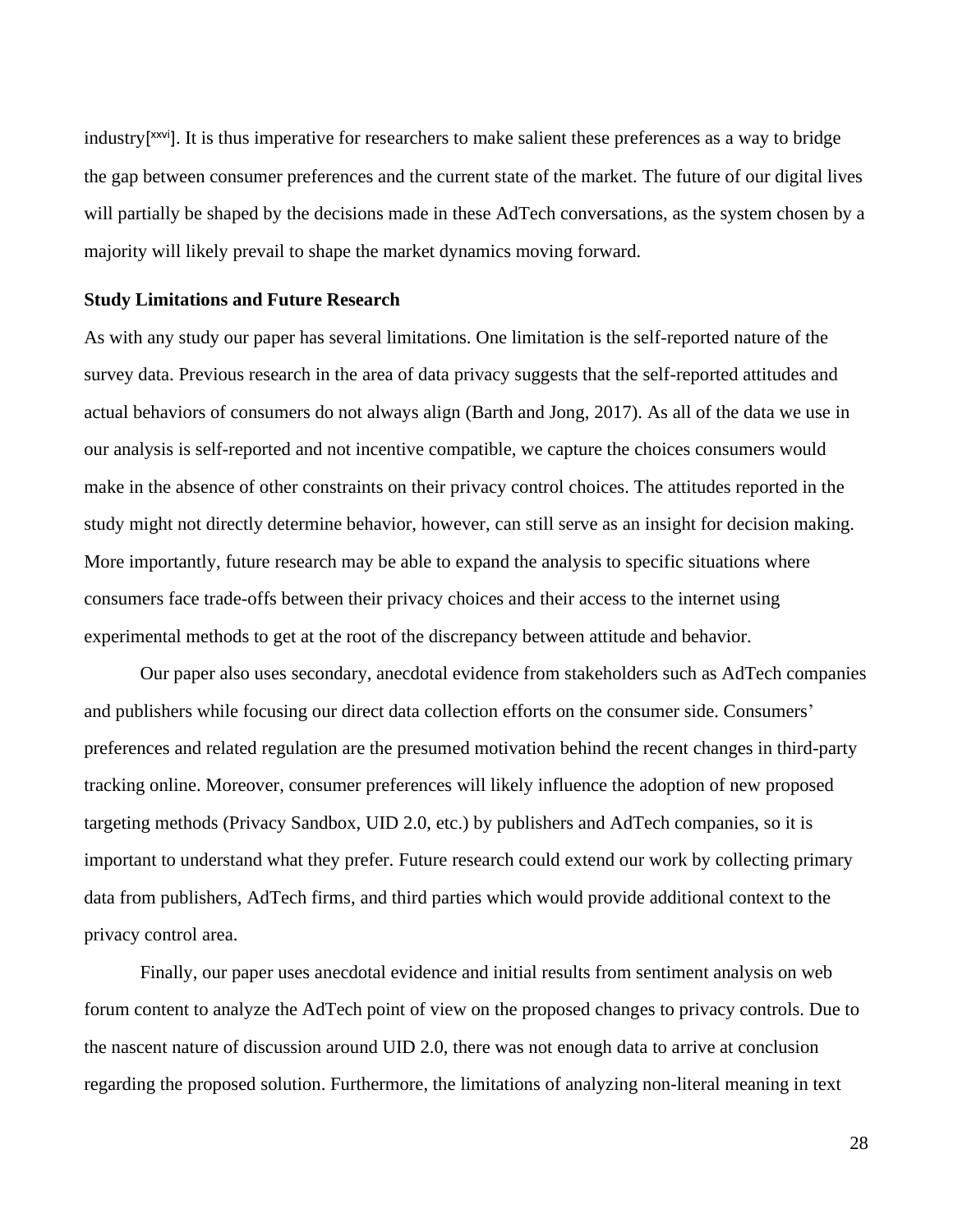industry[xxvi]. It is thus imperative for researchers to make salient these preferences as a way to bridge the gap between consumer preferences and the current state of the market. The future of our digital lives will partially be shaped by the decisions made in these AdTech conversations, as the system chosen by a majority will likely prevail to shape the market dynamics moving forward.

**Study Limitations and Future Research**

As with any study our paper has several limitations. One limitation is the self-reported nature of the survey data. Previous research in the area of data privacy suggests that the self-reported attitudes and actual behaviors of consumers do not always align (Barth and Jong, 2017). As all of the data we use in our analysis is self-reported and not incentive compatible, we capture the choices consumers would make in the absence of other constraints on their privacy control choices. The attitudes reported in the study might not directly determine behavior, however, can still serve as an insight for decision making. More importantly, future research may be able to expand the analysis to specific situations where consumers face trade-offs between their privacy choices and their access to the internet using experimental methods to get at the root of the discrepancy between attitude and behavior.

Our paper also uses secondary, anecdotal evidence from stakeholders such as AdTech companies and publishers while focusing our direct data collection efforts on the consumer side. Consumers' preferences and related regulation are the presumed motivation behind the recent changes in third-party tracking online. Moreover, consumer preferences will likely influence the adoption of new proposed targeting methods (Privacy Sandbox, UID 2.0, etc.) by publishers and AdTech companies, so it is important to understand what they prefer. Future research could extend our work by collecting primary data from publishers, AdTech firms, and third parties which would provide additional context to the privacy control area.

Finally, our paper uses anecdotal evidence and initial results from sentiment analysis on web forum content to analyze the AdTech point of view on the proposed changes to privacy controls. Due to the nascent nature of discussion around UID 2.0, there was not enough data to arrive at conclusion regarding the proposed solution. Furthermore, the limitations of analyzing non-literal meaning in text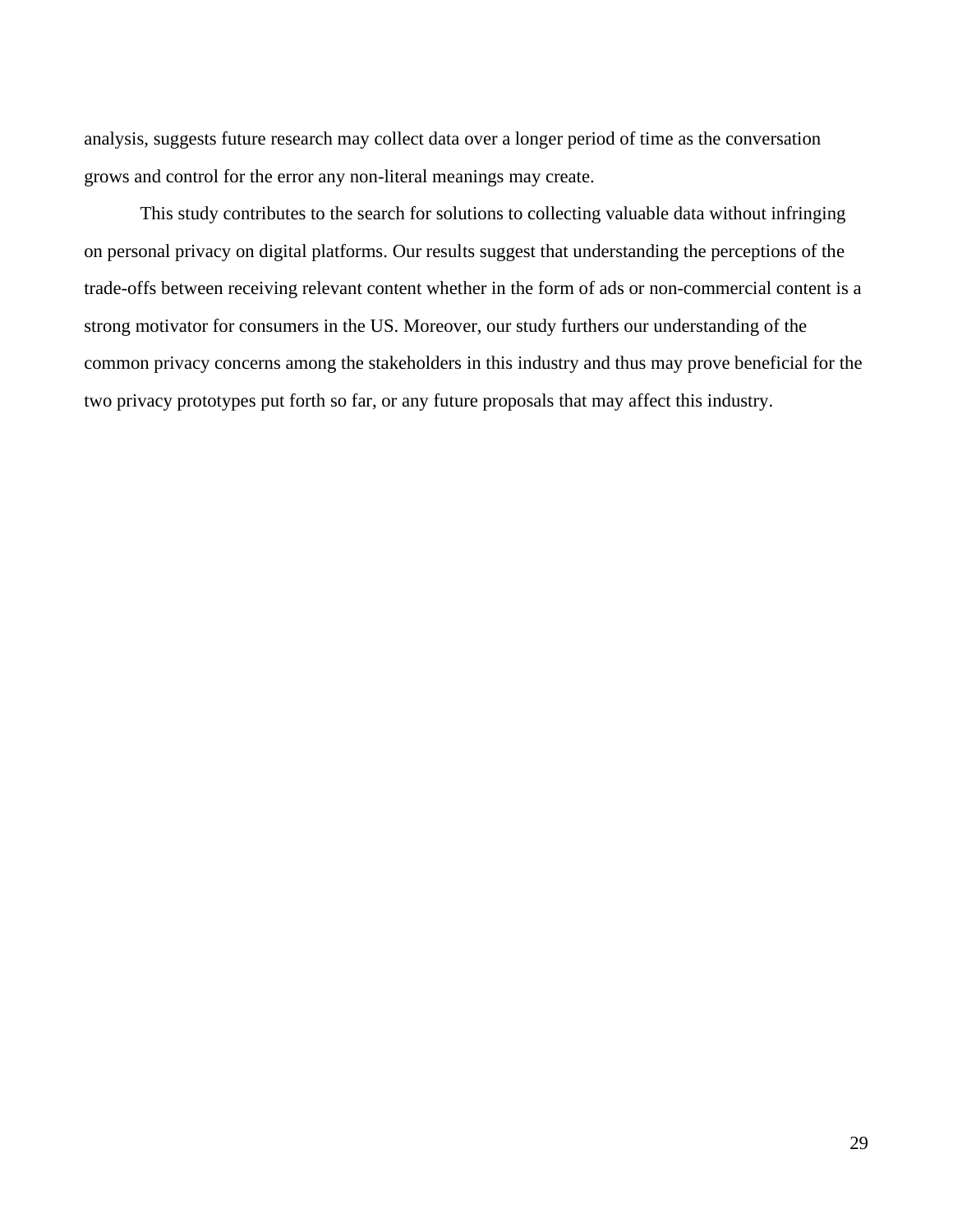analysis, suggests future research may collect data over a longer period of time as the conversation grows and control for the error any non-literal meanings may create.

This study contributes to the search for solutions to collecting valuable data without infringing on personal privacy on digital platforms. Our results suggest that understanding the perceptions of the trade-offs between receiving relevant content whether in the form of ads or non-commercial content is a strong motivator for consumers in the US. Moreover, our study furthers our understanding of the common privacy concerns among the stakeholders in this industry and thus may prove beneficial for the two privacy prototypes put forth so far, or any future proposals that may affect this industry.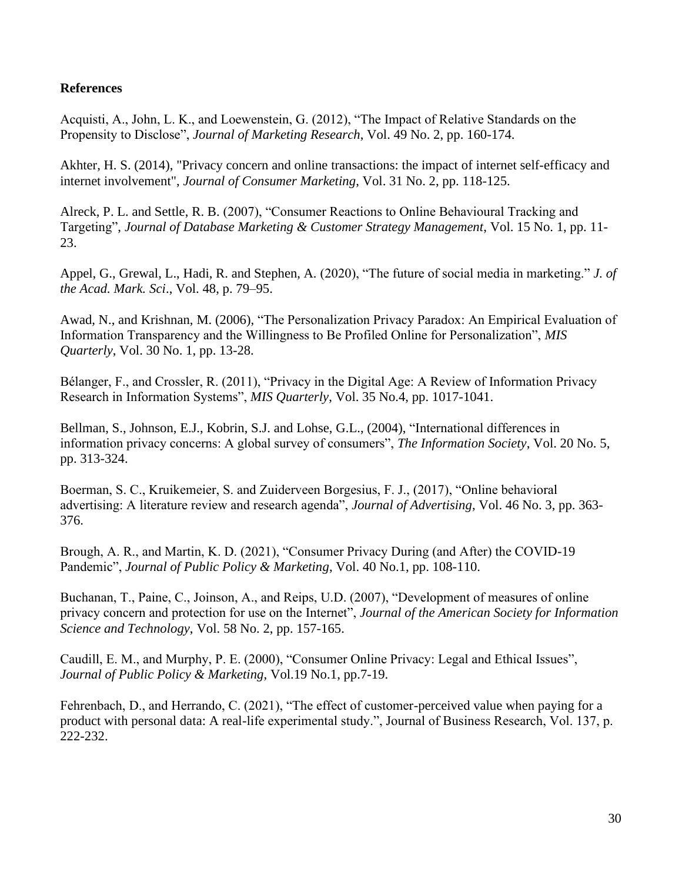**References**

Acquisti, A., John, L. K., and Loewenstein, G. (2012), "The Impact of Relative Standards on the Propensity to Disclose", *Journal of Marketing Research*, Vol. 49 No. 2, pp. 160-174.

Akhter, H. S. (2014), "Privacy concern and online transactions: the impact of internet self-efficacy and internet involvement", *Journal of Consumer Marketing*, Vol. 31 No. 2, pp. 118-125.

Alreck, P. L. and Settle, R. B. (2007), "Consumer Reactions to Online Behavioural Tracking and Targeting", *Journal of Database Marketing & Customer Strategy Management*, Vol. 15 No. 1, pp. 11-23.

Appel, G., Grewal, L., Hadi, R. and Stephen, A. (2020), "The future of social media in marketing." *J. of the Acad. Mark. Sci*., Vol. 48, p. 79–95.

Awad, N., and Krishnan, M. (2006), "The Personalization Privacy Paradox: An Empirical Evaluation of Information Transparency and the Willingness to Be Profiled Online for Personalization", *MIS Quarterly*, Vol. 30 No. 1, pp. 13-28.

Bélanger, F., and Crossler, R. (2011), "Privacy in the Digital Age: A Review of Information Privacy Research in Information Systems", *MIS Quarterly*, Vol. 35 No.4, pp. 1017-1041.

Bellman, S., Johnson, E.J., Kobrin, S.J. and Lohse, G.L., (2004), "International differences in information privacy concerns: A global survey of consumers", *The Information Society*, Vol. 20 No. 5, pp. 313-324.

Boerman, S. C., Kruikemeier, S. and Zuiderveen Borgesius, F. J., (2017), "Online behavioral advertising: A literature review and research agenda", *Journal of Advertising*, Vol. 46 No. 3, pp. 363-376.

Brough, A. R., and Martin, K. D. (2021), "Consumer Privacy During (and After) the COVID-19 Pandemic", *Journal of Public Policy & Marketing*, Vol. 40 No.1, pp. 108-110.

Buchanan, T., Paine, C., Joinson, A., and Reips, U.D. (2007), "Development of measures of online privacy concern and protection for use on the Internet", *Journal of the American Society for Information Science and Technology*, Vol. 58 No. 2, pp. 157-165.

Caudill, E. M., and Murphy, P. E. (2000), "Consumer Online Privacy: Legal and Ethical Issues", *Journal of Public Policy & Marketing*, Vol.19 No.1, pp.7-19.

Fehrenbach, D., and Herrando, C. (2021), "The effect of customer-perceived value when paying for a product with personal data: A real-life experimental study.", Journal of Business Research, Vol. 137, p. 222-232.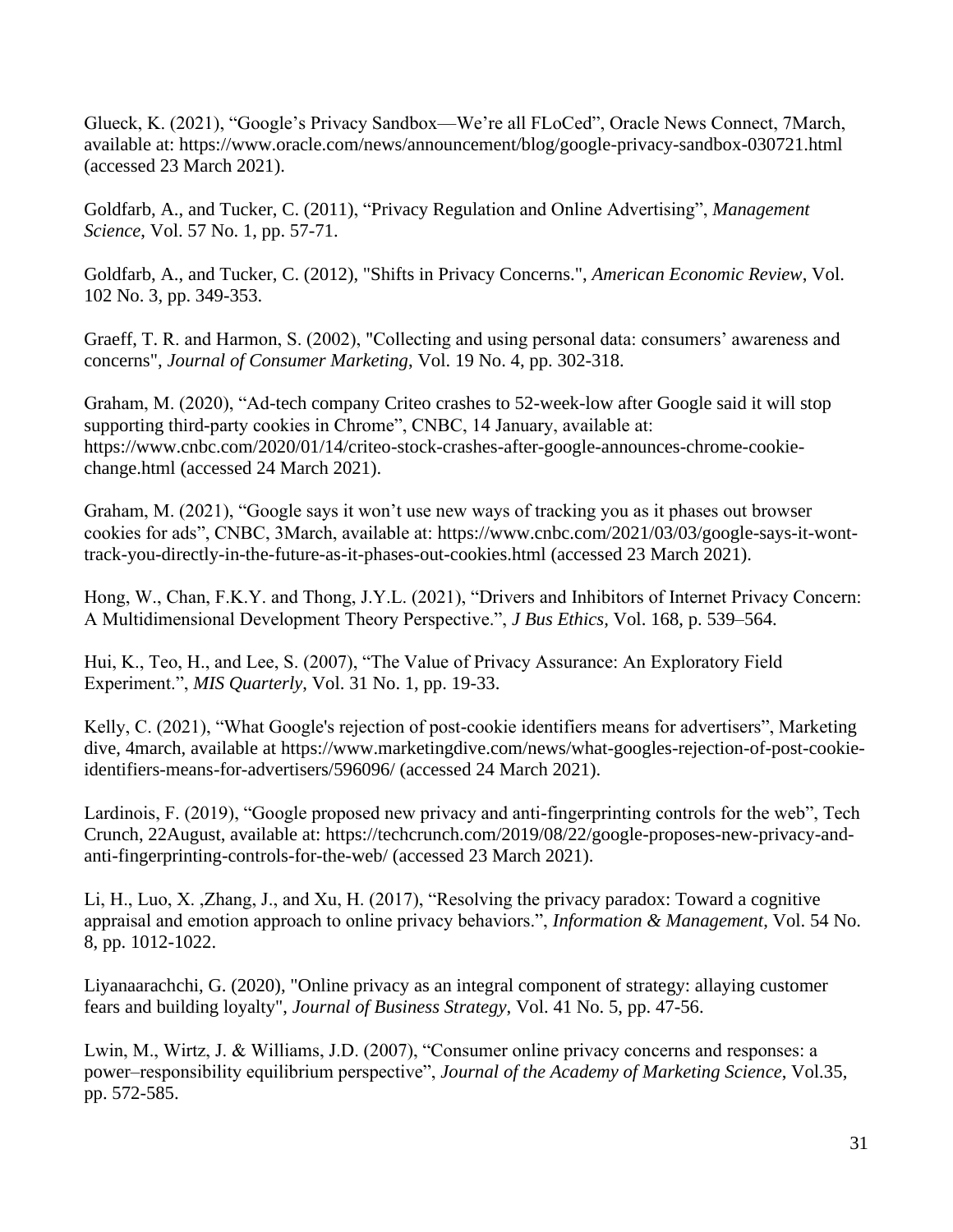Glueck, K. (2021), “Google’s Privacy Sandbox—We’re all FLoCed”, Oracle News Connect, 7March, available at: https://www.oracle.com/news/announcement/blog/google-privacy-sandbox-030721.html (accessed 23 March 2021).

Goldfarb, A., and Tucker, C. (2011), “Privacy Regulation and Online Advertising”, *Management Science*, Vol. 57 No. 1, pp. 57-71.

Goldfarb, A., and Tucker, C. (2012), "Shifts in Privacy Concerns.", *American Economic Review*, Vol. 102 No. 3, pp. 349-353.

Graeff, T. R. and Harmon, S. (2002), "Collecting and using personal data: consumers’ awareness and concerns", *Journal of Consumer Marketing*, Vol. 19 No. 4, pp. 302-318.

Graham, M. (2020), “Ad-tech company Criteo crashes to 52-week-low after Google said it will stop supporting third-party cookies in Chrome”, CNBC, 14 January, available at: https://www.cnbc.com/2020/01/14/criteo-stock-crashes-after-google-announces-chrome-cookie-change.html (accessed 24 March 2021).

Graham, M. (2021), “Google says it won’t use new ways of tracking you as it phases out browser cookies for ads”, CNBC, 3March, available at: https://www.cnbc.com/2021/03/03/google-says-it-wont-track-you-directly-in-the-future-as-it-phases-out-cookies.html (accessed 23 March 2021).

Hong, W., Chan, F.K.Y. and Thong, J.Y.L. (2021), “Drivers and Inhibitors of Internet Privacy Concern: A Multidimensional Development Theory Perspective.”, *J Bus Ethics,* Vol. 168, p. 539–564.

Hui, K., Teo, H., and Lee, S. (2007), “The Value of Privacy Assurance: An Exploratory Field Experiment.”, *MIS Quarterly*, Vol. 31 No. 1, pp. 19-33.

Kelly, C. (2021), “What Google's rejection of post-cookie identifiers means for advertisers”, Marketing dive, 4march, available at https://www.marketingdive.com/news/what-googles-rejection-of-post-cookie-identifiers-means-for-advertisers/596096/ (accessed 24 March 2021).

Lardinois, F. (2019), “Google proposed new privacy and anti-fingerprinting controls for the web”, Tech Crunch, 22August, available at: https://techcrunch.com/2019/08/22/google-proposes-new-privacy-and-anti-fingerprinting-controls-for-the-web/ (accessed 23 March 2021).

Li, H., Luo, X. ,Zhang, J., and Xu, H. (2017), “Resolving the privacy paradox: Toward a cognitive appraisal and emotion approach to online privacy behaviors.”, *Information & Management*, Vol. 54 No. 8, pp. 1012-1022.

Liyanaarachchi, G. (2020), "Online privacy as an integral component of strategy: allaying customer fears and building loyalty", *Journal of Business Strategy*, Vol. 41 No. 5, pp. 47-56.

Lwin, M., Wirtz, J. & Williams, J.D. (2007), “Consumer online privacy concerns and responses: a power–responsibility equilibrium perspective”, *Journal of the Academy of Marketing Science*, Vol.35, pp. 572-585.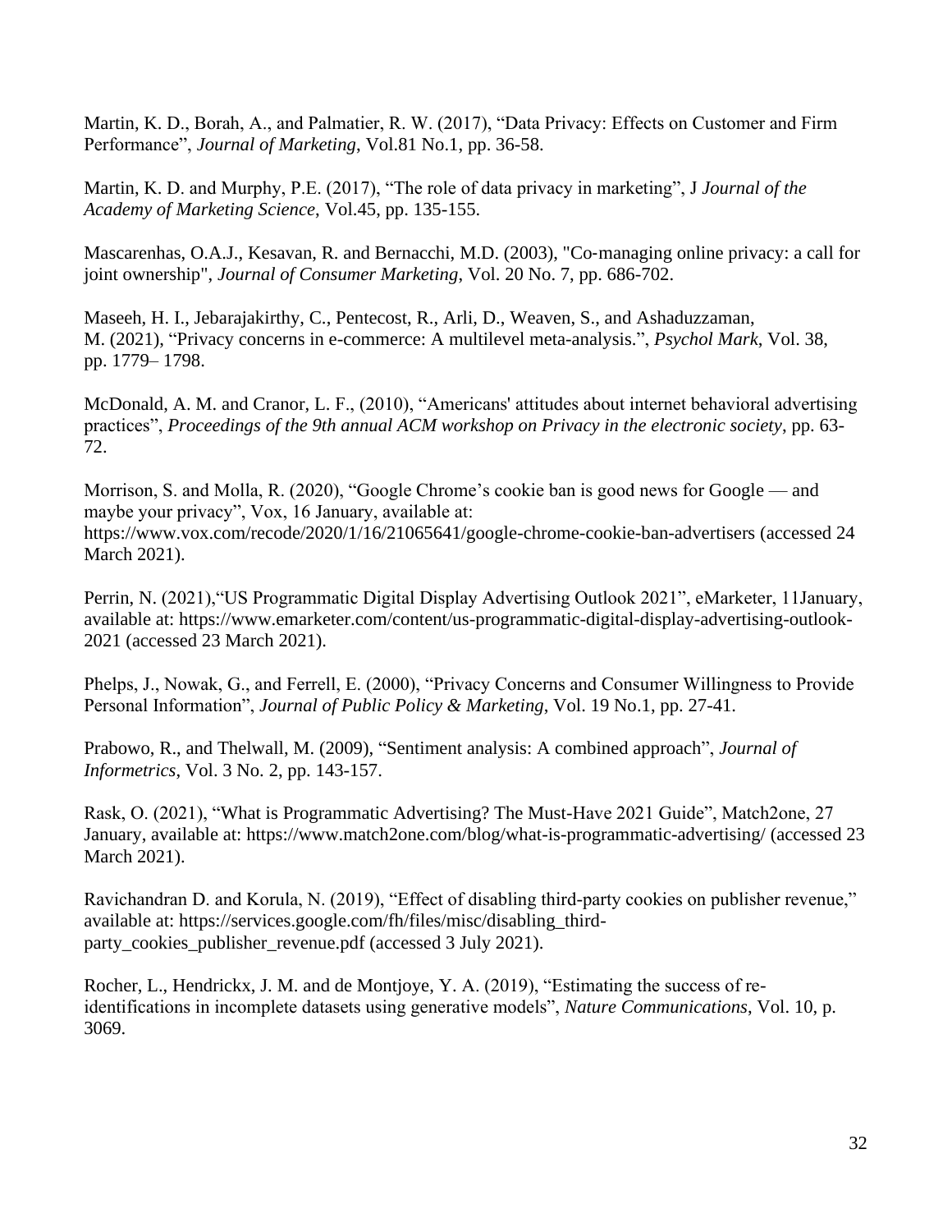Martin, K. D., Borah, A., and Palmatier, R. W. (2017), "Data Privacy: Effects on Customer and Firm Performance", *Journal of Marketing*, Vol.81 No.1, pp. 36-58.

Martin, K. D. and Murphy, P.E. (2017), "The role of data privacy in marketing", J *Journal of the Academy of Marketing Science*, Vol.45, pp. 135-155.

Mascarenhas, O.A.J., Kesavan, R. and Bernacchi, M.D. (2003), "Co-managing online privacy: a call for joint ownership", *Journal of Consumer Marketing*, Vol. 20 No. 7, pp. 686-702.

Maseeh, H. I., Jebarajakirthy, C., Pentecost, R., Arli, D., Weaven, S., and Ashaduzzaman, M. (2021), "Privacy concerns in e-commerce: A multilevel meta-analysis.", *Psychol Mark*, Vol. 38, pp. 1779– 1798.

McDonald, A. M. and Cranor, L. F., (2010), "Americans' attitudes about internet behavioral advertising practices", *Proceedings of the 9th annual ACM workshop on Privacy in the electronic society*, pp. 63-72.

Morrison, S. and Molla, R. (2020), "Google Chrome's cookie ban is good news for Google — and maybe your privacy", Vox, 16 January, available at: https://www.vox.com/recode/2020/1/16/21065641/google-chrome-cookie-ban-advertisers (accessed 24 March 2021).

Perrin, N. (2021),"US Programmatic Digital Display Advertising Outlook 2021", eMarketer, 11January, available at: https://www.emarketer.com/content/us-programmatic-digital-display-advertising-outlook-2021 (accessed 23 March 2021).

Phelps, J., Nowak, G., and Ferrell, E. (2000), "Privacy Concerns and Consumer Willingness to Provide Personal Information", *Journal of Public Policy & Marketing*, Vol. 19 No.1, pp. 27-41.

Prabowo, R., and Thelwall, M. (2009), "Sentiment analysis: A combined approach", *Journal of Informetrics*, Vol. 3 No. 2, pp. 143-157.

Rask, O. (2021), "What is Programmatic Advertising? The Must-Have 2021 Guide", Match2one, 27 January, available at: https://www.match2one.com/blog/what-is-programmatic-advertising/ (accessed 23 March 2021).

Ravichandran D. and Korula, N. (2019), "Effect of disabling third-party cookies on publisher revenue," available at: https://services.google.com/fh/files/misc/disabling_third-party_cookies_publisher_revenue.pdf (accessed 3 July 2021).

Rocher, L., Hendrickx, J. M. and de Montjoye, Y. A. (2019), "Estimating the success of re-identifications in incomplete datasets using generative models", *Nature Communications*, Vol. 10, p. 3069.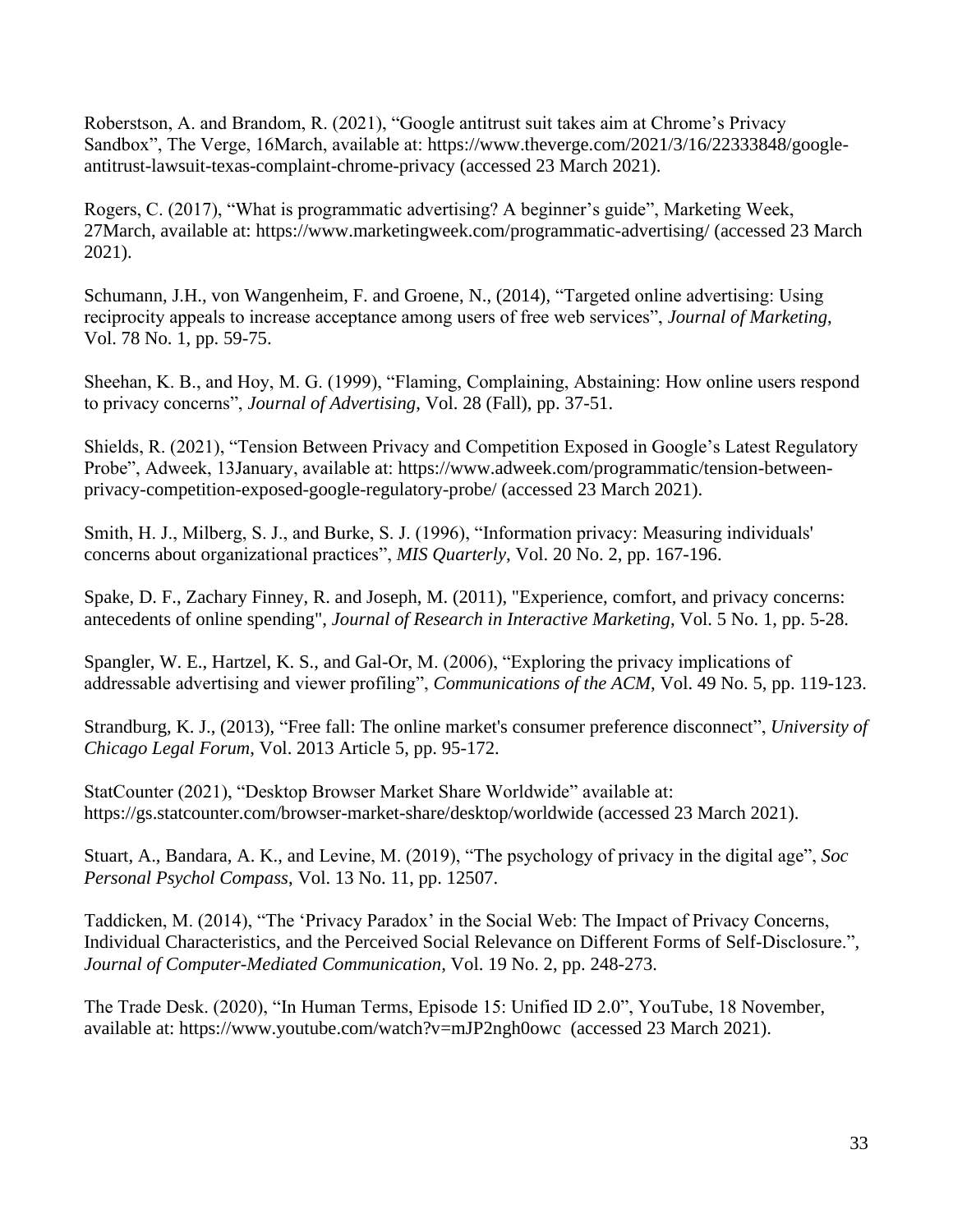Roberstson, A. and Brandom, R. (2021), “Google antitrust suit takes aim at Chrome’s Privacy Sandbox”, The Verge, 16March, available at: https://www.theverge.com/2021/3/16/22333848/google-antitrust-lawsuit-texas-complaint-chrome-privacy (accessed 23 March 2021).

Rogers, C. (2017), “What is programmatic advertising? A beginner’s guide”, Marketing Week, 27March, available at: https://www.marketingweek.com/programmatic-advertising/ (accessed 23 March 2021).

Schumann, J.H., von Wangenheim, F. and Groene, N., (2014), “Targeted online advertising: Using reciprocity appeals to increase acceptance among users of free web services”, *Journal of Marketing*, Vol. 78 No. 1, pp. 59-75.

Sheehan, K. B., and Hoy, M. G. (1999), “Flaming, Complaining, Abstaining: How online users respond to privacy concerns”, *Journal of Advertising*, Vol. 28 (Fall), pp. 37-51.

Shields, R. (2021), “Tension Between Privacy and Competition Exposed in Google’s Latest Regulatory Probe”, Adweek, 13January, available at: https://www.adweek.com/programmatic/tension-between-privacy-competition-exposed-google-regulatory-probe/ (accessed 23 March 2021).

Smith, H. J., Milberg, S. J., and Burke, S. J. (1996), “Information privacy: Measuring individuals' concerns about organizational practices”, *MIS Quarterly*, Vol. 20 No. 2, pp. 167-196.

Spake, D. F., Zachary Finney, R. and Joseph, M. (2011), "Experience, comfort, and privacy concerns: antecedents of online spending", *Journal of Research in Interactive Marketing*, Vol. 5 No. 1, pp. 5-28.

Spangler, W. E., Hartzel, K. S., and Gal-Or, M. (2006), “Exploring the privacy implications of addressable advertising and viewer profiling”, *Communications of the ACM*, Vol. 49 No. 5, pp. 119-123.

Strandburg, K. J., (2013), “Free fall: The online market's consumer preference disconnect”, *University of Chicago Legal Forum*, Vol. 2013 Article 5, pp. 95-172.

StatCounter (2021), “Desktop Browser Market Share Worldwide” available at: https://gs.statcounter.com/browser-market-share/desktop/worldwide (accessed 23 March 2021).

Stuart, A., Bandara, A. K., and Levine, M. (2019), “The psychology of privacy in the digital age”, *Soc Personal Psychol Compass*, Vol. 13 No. 11, pp. 12507.

Taddicken, M. (2014), “The ‘Privacy Paradox’ in the Social Web: The Impact of Privacy Concerns, Individual Characteristics, and the Perceived Social Relevance on Different Forms of Self-Disclosure.”, *Journal of Computer-Mediated Communication,* Vol. 19 No. 2, pp. 248-273.

The Trade Desk. (2020), “In Human Terms, Episode 15: Unified ID 2.0”, YouTube, 18 November, available at: https://www.youtube.com/watch?v=mJP2ngh0owc (accessed 23 March 2021).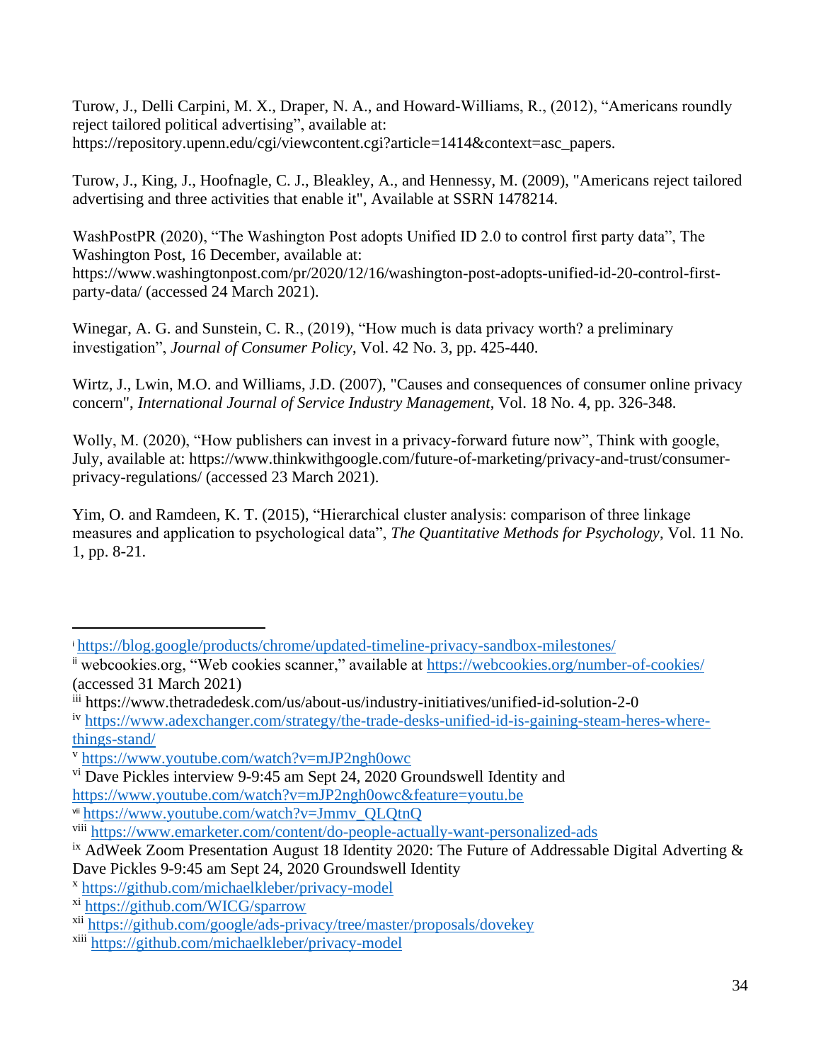Turow, J., Delli Carpini, M. X., Draper, N. A., and Howard-Williams, R., (2012), "Americans roundly reject tailored political advertising", available at: https://repository.upenn.edu/cgi/viewcontent.cgi?article=1414&context=asc_papers.

Turow, J., King, J., Hoofnagle, C. J., Bleakley, A., and Hennessy, M. (2009), "Americans reject tailored advertising and three activities that enable it", Available at SSRN 1478214.

WashPostPR (2020), "The Washington Post adopts Unified ID 2.0 to control first party data", The Washington Post, 16 December, available at: https://www.washingtonpost.com/pr/2020/12/16/washington-post-adopts-unified-id-20-control-first-party-data/ (accessed 24 March 2021).

Winegar, A. G. and Sunstein, C. R., (2019), "How much is data privacy worth? a preliminary investigation", *Journal of Consumer Policy*, Vol. 42 No. 3, pp. 425-440.

Wirtz, J., Lwin, M.O. and Williams, J.D. (2007), "Causes and consequences of consumer online privacy concern", *International Journal of Service Industry Management*, Vol. 18 No. 4, pp. 326-348.

Wolly, M. (2020), "How publishers can invest in a privacy-forward future now", Think with google, July, available at: https://www.thinkwithgoogle.com/future-of-marketing/privacy-and-trust/consumer-privacy-regulations/ (accessed 23 March 2021).

Yim, O. and Ramdeen, K. T. (2015), "Hierarchical cluster analysis: comparison of three linkage measures and application to psychological data", *The Quantitative Methods for Psychology*, Vol. 11 No. 1, pp. 8-21.

---

[i] https://blog.google/products/chrome/updated-timeline-privacy-sandbox-milestones/

[ii] webcookies.org, "Web cookies scanner," available at https://webcookies.org/number-of-cookies/ (accessed 31 March 2021)

[iii] https://www.thetradedesk.com/us/about-us/industry-initiatives/unified-id-solution-2-0

[iv] https://www.adexchanger.com/strategy/the-trade-desks-unified-id-is-gaining-steam-heres-where-things-stand/

[v] https://www.youtube.com/watch?v=mJP2ngh0owc

[vi] Dave Pickles interview 9-9:45 am Sept 24, 2020 Groundswell Identity and https://www.youtube.com/watch?v=mJP2ngh0owc&feature=youtu.be

[vii] https://www.youtube.com/watch?v=Jmmv_QLQtnQ

[viii] https://www.emarketer.com/content/do-people-actually-want-personalized-ads

[ix] AdWeek Zoom Presentation August 18 Identity 2020: The Future of Addressable Digital Adverting & Dave Pickles 9-9:45 am Sept 24, 2020 Groundswell Identity

[x] https://github.com/michaelkleber/privacy-model

[xi] https://github.com/WICG/sparrow

[xii] https://github.com/google/ads-privacy/tree/master/proposals/dovekey

[xiii] https://github.com/michaelkleber/privacy-model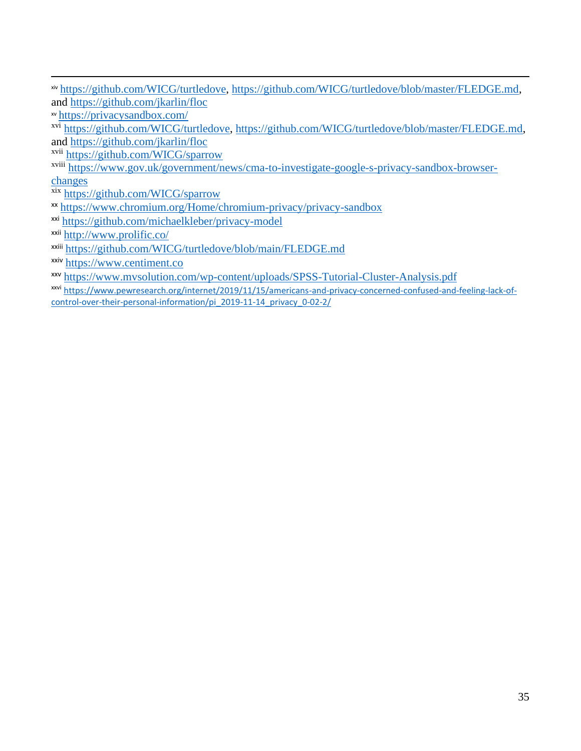[xiv] https://github.com/WICG/turtledove, https://github.com/WICG/turtledove/blob/master/FLEDGE.md, and https://github.com/jkarlin/floc

[xv] https://privacysandbox.com/

[xvi] https://github.com/WICG/turtledove, https://github.com/WICG/turtledove/blob/master/FLEDGE.md, and https://github.com/jkarlin/floc

[xvii] https://github.com/WICG/sparrow

[xviii] https://www.gov.uk/government/news/cma-to-investigate-google-s-privacy-sandbox-browser-changes

[xix] https://github.com/WICG/sparrow

[xx] https://www.chromium.org/Home/chromium-privacy/privacy-sandbox

[xxi] https://github.com/michaelkleber/privacy-model

[xxii] http://www.prolific.co/

[xxiii] https://github.com/WICG/turtledove/blob/main/FLEDGE.md

[xxiv] https://www.centiment.co

[xxv] https://www.mvsolution.com/wp-content/uploads/SPSS-Tutorial-Cluster-Analysis.pdf

[xxvi] https://www.pewresearch.org/internet/2019/11/15/americans-and-privacy-concerned-confused-and-feeling-lack-of-control-over-their-personal-information/pi_2019-11-14_privacy_0-02-2/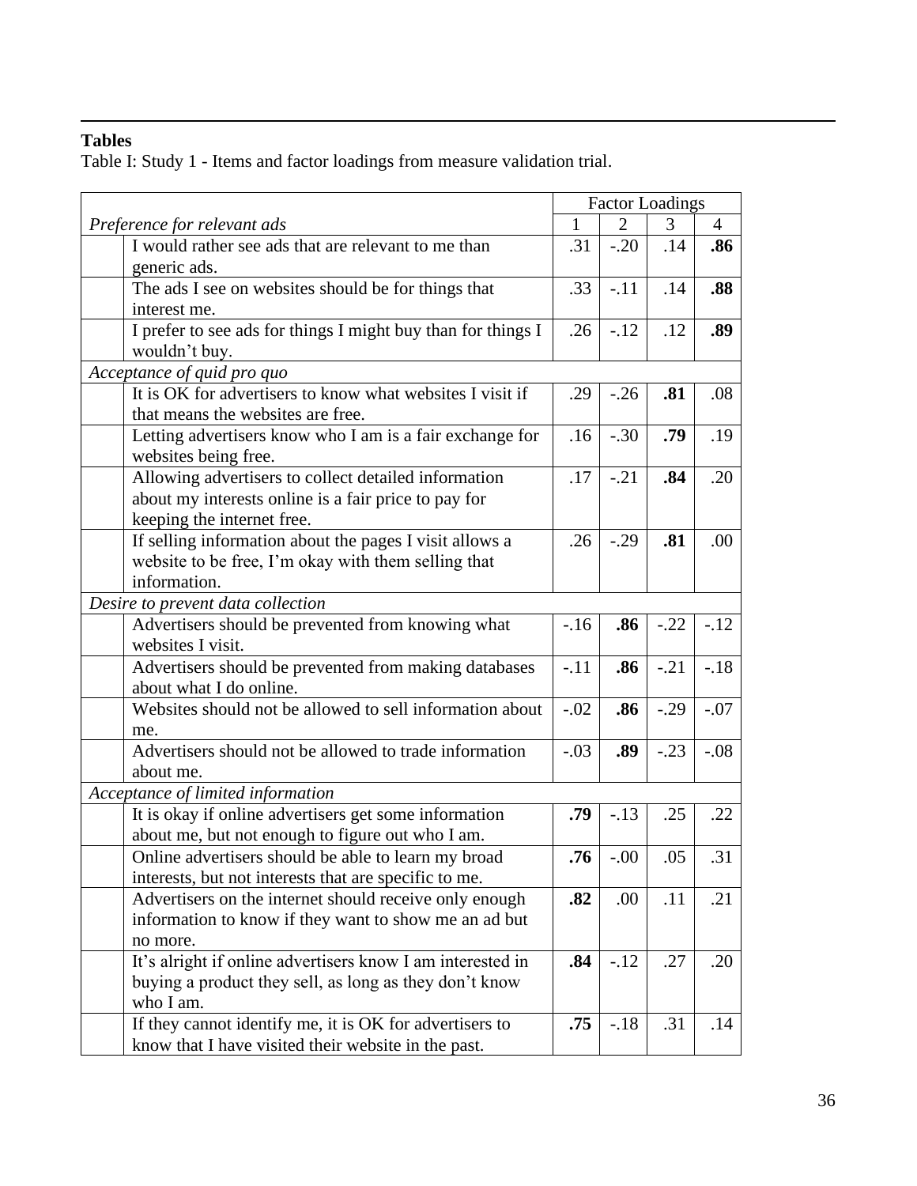## Tables

Table I: Study 1 - Items and factor loadings from measure validation trial.

| | Factor Loadings | | | |
|---|---|---|---|---|
| *Preference for relevant ads* | 1 | 2 | 3 | 4 |
| I would rather see ads that are relevant to me than generic ads. | .31 | -.20 | .14 | **.86** |
| The ads I see on websites should be for things that interest me. | .33 | -.11 | .14 | **.88** |
| I prefer to see ads for things I might buy than for things I wouldn't buy. | .26 | -.12 | .12 | **.89** |
| *Acceptance of quid pro quo* | | | | |
| It is OK for advertisers to know what websites I visit if that means the websites are free. | .29 | -.26 | **.81** | .08 |
| Letting advertisers know who I am is a fair exchange for websites being free. | .16 | -.30 | **.79** | .19 |
| Allowing advertisers to collect detailed information about my interests online is a fair price to pay for keeping the internet free. | .17 | -.21 | **.84** | .20 |
| If selling information about the pages I visit allows a website to be free, I'm okay with them selling that information. | .26 | -.29 | **.81** | .00 |
| *Desire to prevent data collection* | | | | |
| Advertisers should be prevented from knowing what websites I visit. | -.16 | **.86** | -.22 | -.12 |
| Advertisers should be prevented from making databases about what I do online. | -.11 | **.86** | -.21 | -.18 |
| Websites should not be allowed to sell information about me. | -.02 | **.86** | -.29 | -.07 |
| Advertisers should not be allowed to trade information about me. | -.03 | **.89** | -.23 | -.08 |
| *Acceptance of limited information* | | | | |
| It is okay if online advertisers get some information about me, but not enough to figure out who I am. | **.79** | -.13 | .25 | .22 |
| Online advertisers should be able to learn my broad interests, but not interests that are specific to me. | **.76** | -.00 | .05 | .31 |
| Advertisers on the internet should receive only enough information to know if they want to show me an ad but no more. | **.82** | .00 | .11 | .21 |
| It's alright if online advertisers know I am interested in buying a product they sell, as long as they don't know who I am. | **.84** | -.12 | .27 | .20 |
| If they cannot identify me, it is OK for advertisers to know that I have visited their website in the past. | **.75** | -.18 | .31 | .14 |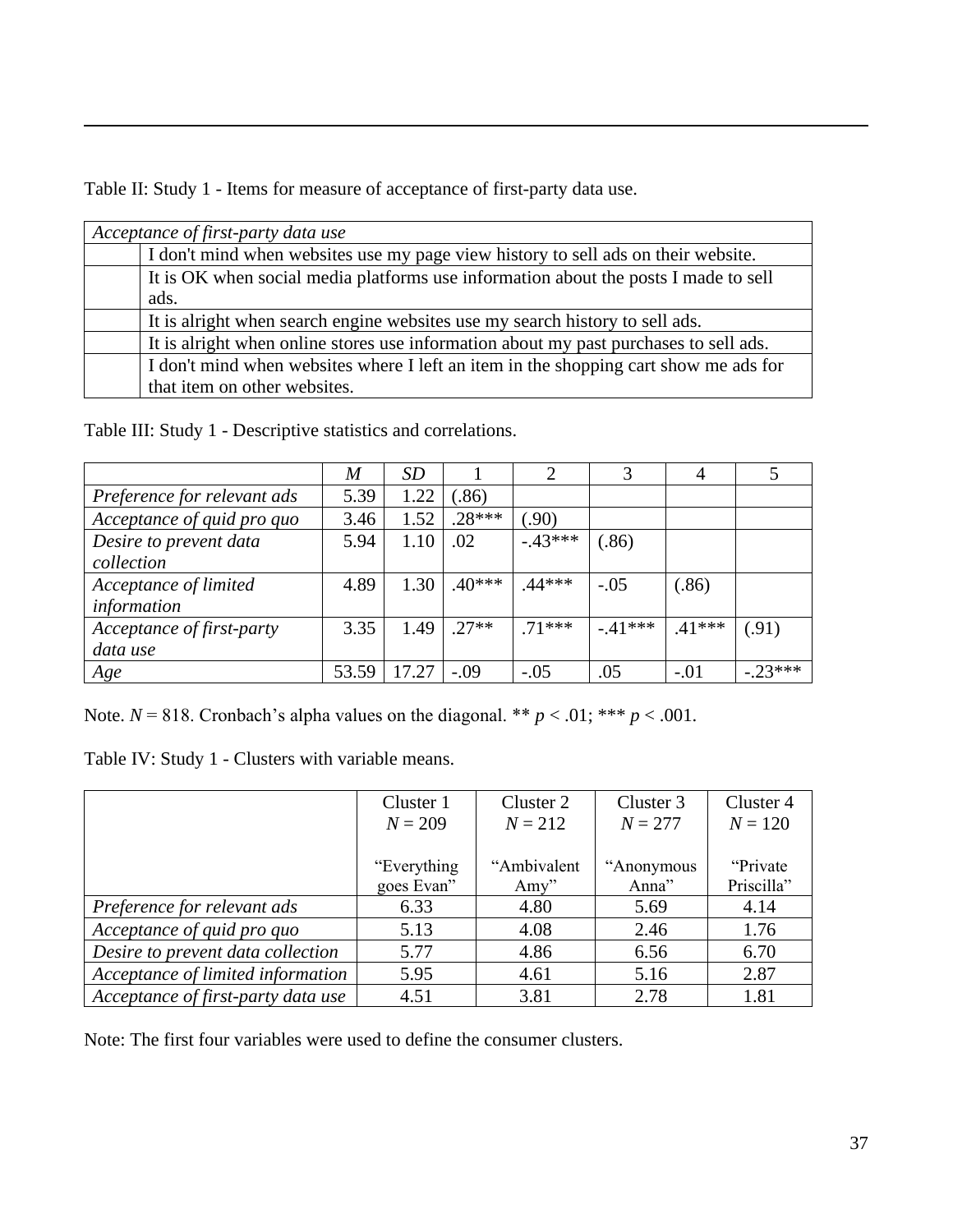Table II: Study 1 - Items for measure of acceptance of first-party data use.

| *Acceptance of first-party data use* | |
|---|---|
| | I don't mind when websites use my page view history to sell ads on their website. |
| | It is OK when social media platforms use information about the posts I made to sell ads. |
| | It is alright when search engine websites use my search history to sell ads. |
| | It is alright when online stores use information about my past purchases to sell ads. |
| | I don't mind when websites where I left an item in the shopping cart show me ads for that item on other websites. |

Table III: Study 1 - Descriptive statistics and correlations.

| | *M* | *SD* | 1 | 2 | 3 | 4 | 5 |
|---|---|---|---|---|---|---|---|
| *Preference for relevant ads* | 5.39 | 1.22 | (.86) | | | | |
| *Acceptance of quid pro quo* | 3.46 | 1.52 | .28*** | (.90) | | | |
| *Desire to prevent data collection* | 5.94 | 1.10 | .02 | -.43*** | (.86) | | |
| *Acceptance of limited information* | 4.89 | 1.30 | .40*** | .44*** | -.05 | (.86) | |
| *Acceptance of first-party data use* | 3.35 | 1.49 | .27** | .71*** | -.41*** | .41*** | (.91) |
| *Age* | 53.59 | 17.27 | -.09 | -.05 | .05 | -.01 | -.23*** |

Note. $N = 818$. Cronbach's alpha values on the diagonal. ** $p < .01$; *** $p < .001$.

Table IV: Study 1 - Clusters with variable means.

| | Cluster 1 $N = 209$ "Everything goes Evan" | Cluster 2 $N = 212$ "Ambivalent Amy" | Cluster 3 $N = 277$ "Anonymous Anna" | Cluster 4 $N = 120$ "Private Priscilla" |
|---|---|---|---|---|
| *Preference for relevant ads* | 6.33 | 4.80 | 5.69 | 4.14 |
| *Acceptance of quid pro quo* | 5.13 | 4.08 | 2.46 | 1.76 |
| *Desire to prevent data collection* | 5.77 | 4.86 | 6.56 | 6.70 |
| *Acceptance of limited information* | 5.95 | 4.61 | 5.16 | 2.87 |
| *Acceptance of first-party data use* | 4.51 | 3.81 | 2.78 | 1.81 |

Note: The first four variables were used to define the consumer clusters.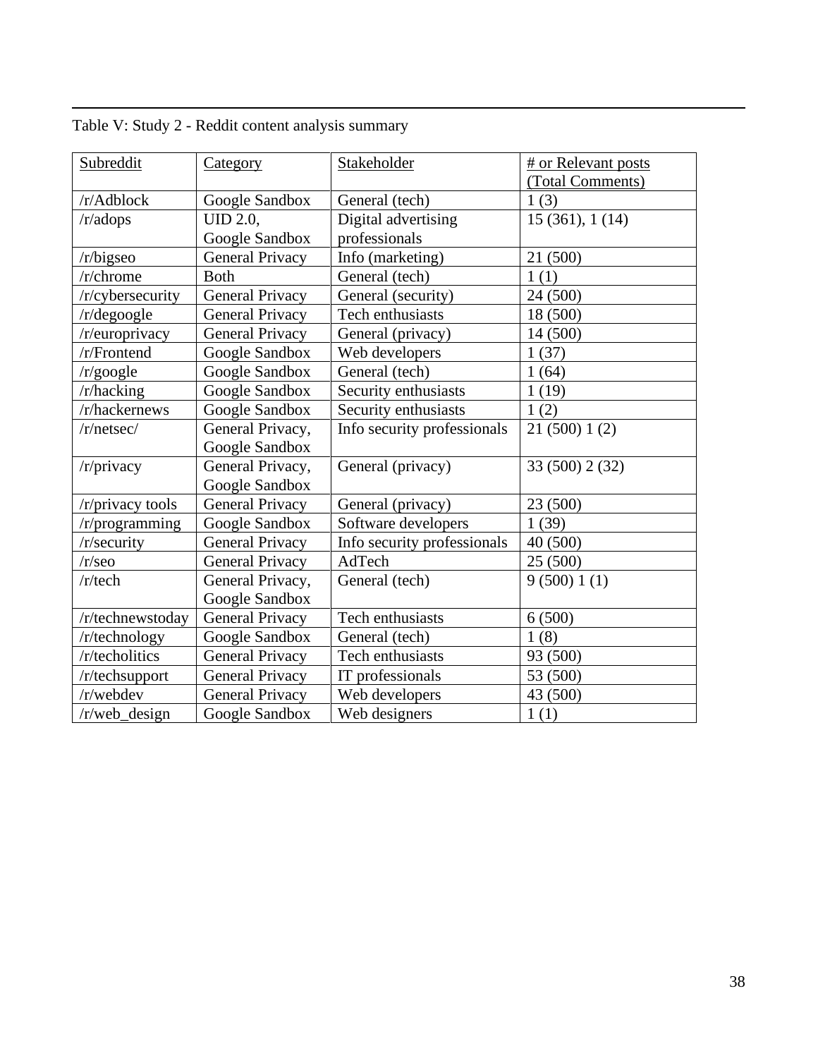Table V: Study 2 - Reddit content analysis summary

| Subreddit | Category | Stakeholder | # or Relevant posts (Total Comments) |
|---|---|---|---|
| /r/Adblock | Google Sandbox | General (tech) | 1 (3) |
| /r/adops | UID 2.0, Google Sandbox | Digital advertising professionals | 15 (361), 1 (14) |
| /r/bigseo | General Privacy | Info (marketing) | 21 (500) |
| /r/chrome | Both | General (tech) | 1 (1) |
| /r/cybersecurity | General Privacy | General (security) | 24 (500) |
| /r/degoogle | General Privacy | Tech enthusiasts | 18 (500) |
| /r/europrivacy | General Privacy | General (privacy) | 14 (500) |
| /r/Frontend | Google Sandbox | Web developers | 1 (37) |
| /r/google | Google Sandbox | General (tech) | 1 (64) |
| /r/hacking | Google Sandbox | Security enthusiasts | 1 (19) |
| /r/hackernews | Google Sandbox | Security enthusiasts | 1 (2) |
| /r/netsec/ | General Privacy, Google Sandbox | Info security professionals | 21 (500) 1 (2) |
| /r/privacy | General Privacy, Google Sandbox | General (privacy) | 33 (500) 2 (32) |
| /r/privacy tools | General Privacy | General (privacy) | 23 (500) |
| /r/programming | Google Sandbox | Software developers | 1 (39) |
| /r/security | General Privacy | Info security professionals | 40 (500) |
| /r/seo | General Privacy | AdTech | 25 (500) |
| /r/tech | General Privacy, Google Sandbox | General (tech) | 9 (500) 1 (1) |
| /r/technewstoday | General Privacy | Tech enthusiasts | 6 (500) |
| /r/technology | Google Sandbox | General (tech) | 1 (8) |
| /r/techolitics | General Privacy | Tech enthusiasts | 93 (500) |
| /r/techsupport | General Privacy | IT professionals | 53 (500) |
| /r/webdev | General Privacy | Web developers | 43 (500) |
| /r/web_design | Google Sandbox | Web designers | 1 (1) |